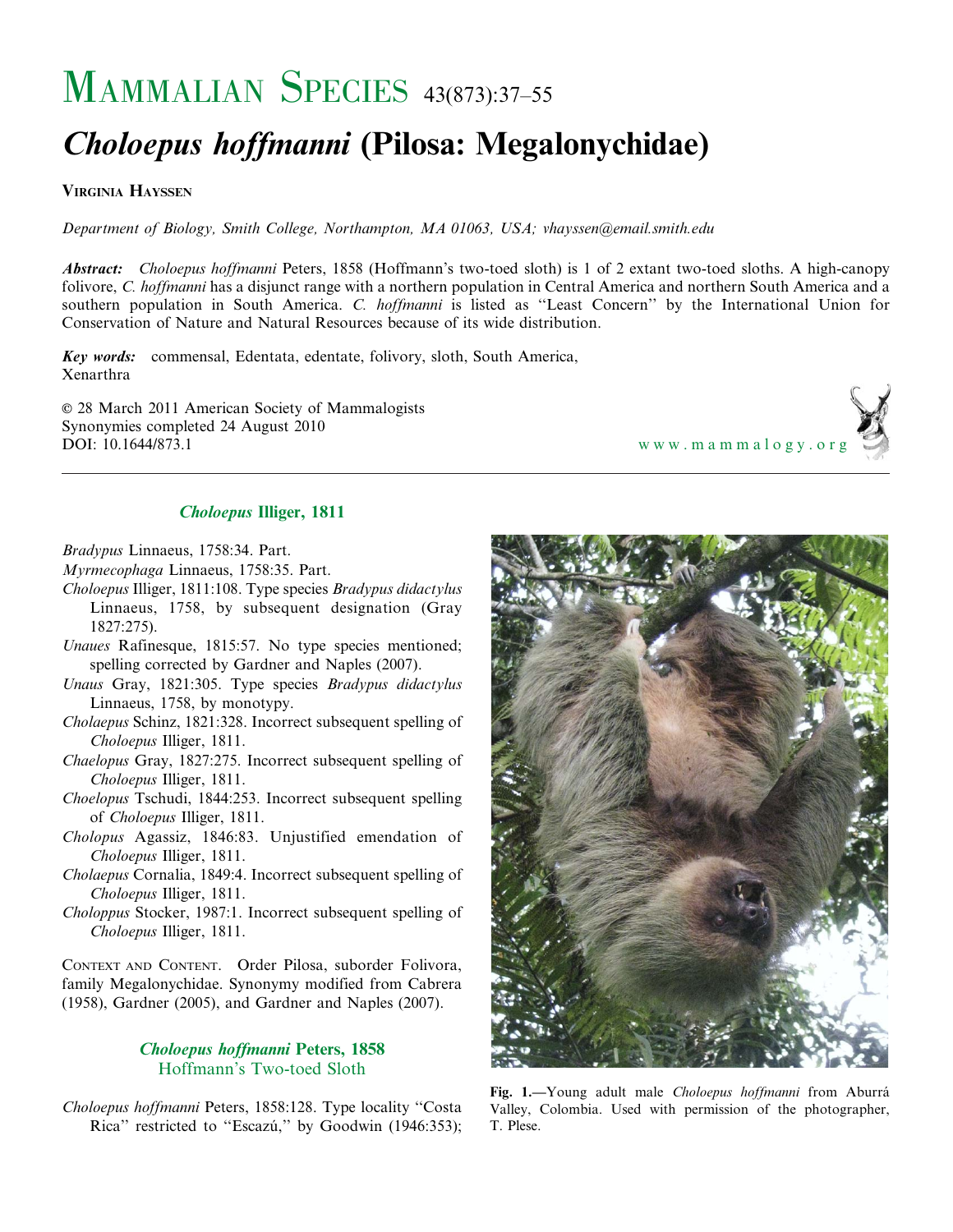# Mammalian Species 43(873):37–55

# *Choloepus hoffmanni* (Pilosa: Megalonychidae)

**Virginia Hayssen**

*Department of Biology, Smith College, Northampton, MA 01063, USA; vhayssen@email.smith.edu*

***Abstract:*** *Choloepus hoffmanni* Peters, 1858 (Hoffmann's two-toed sloth) is 1 of 2 extant two-toed sloths. A high-canopy folivore, *C. hoffmanni* has a disjunct range with a northern population in Central America and northern South America and a southern population in South America. *C. hoffmanni* is listed as "Least Concern" by the International Union for Conservation of Nature and Natural Resources because of its wide distribution.

***Key words:*** commensal, Edentata, edentate, folivory, sloth, South America, Xenarthra

© 28 March 2011 American Society of Mammalogists
Synonymies completed 24 August 2010
DOI: 10.1644/873.1

www.mammalogy.org

## *Choloepus* Illiger, 1811

*Bradypus* Linnaeus, 1758:34. Part.

*Myrmecophaga* Linnaeus, 1758:35. Part.

*Choloepus* Illiger, 1811:108. Type species *Bradypus didactylus* Linnaeus, 1758, by subsequent designation (Gray 1827:275).

*Unaues* Rafinesque, 1815:57. No type species mentioned; spelling corrected by Gardner and Naples (2007).

*Unaus* Gray, 1821:305. Type species *Bradypus didactylus* Linnaeus, 1758, by monotypy.

*Cholaepus* Schinz, 1821:328. Incorrect subsequent spelling of *Choloepus* Illiger, 1811.

*Chaelopus* Gray, 1827:275. Incorrect subsequent spelling of *Choloepus* Illiger, 1811.

*Choelopus* Tschudi, 1844:253. Incorrect subsequent spelling of *Choloepus* Illiger, 1811.

*Cholopus* Agassiz, 1846:83. Unjustified emendation of *Choloepus* Illiger, 1811.

*Cholaepus* Cornalia, 1849:4. Incorrect subsequent spelling of *Choloepus* Illiger, 1811.

*Choloppus* Stocker, 1987:1. Incorrect subsequent spelling of *Choloepus* Illiger, 1811.

Context and Content. Order Pilosa, suborder Folivora, family Megalonychidae. Synonymy modified from Cabrera (1958), Gardner (2005), and Gardner and Naples (2007).

**Fig. 1.**—Young adult male *Choloepus hoffmanni* from Aburrá Valley, Colombia. Used with permission of the photographer, T. Plese.

## *Choloepus hoffmanni* Peters, 1858
### Hoffmann's Two-toed Sloth

*Choloepus hoffmanni* Peters, 1858:128. Type locality "Costa Rica" restricted to "Escazú," by Goodwin (1946:353);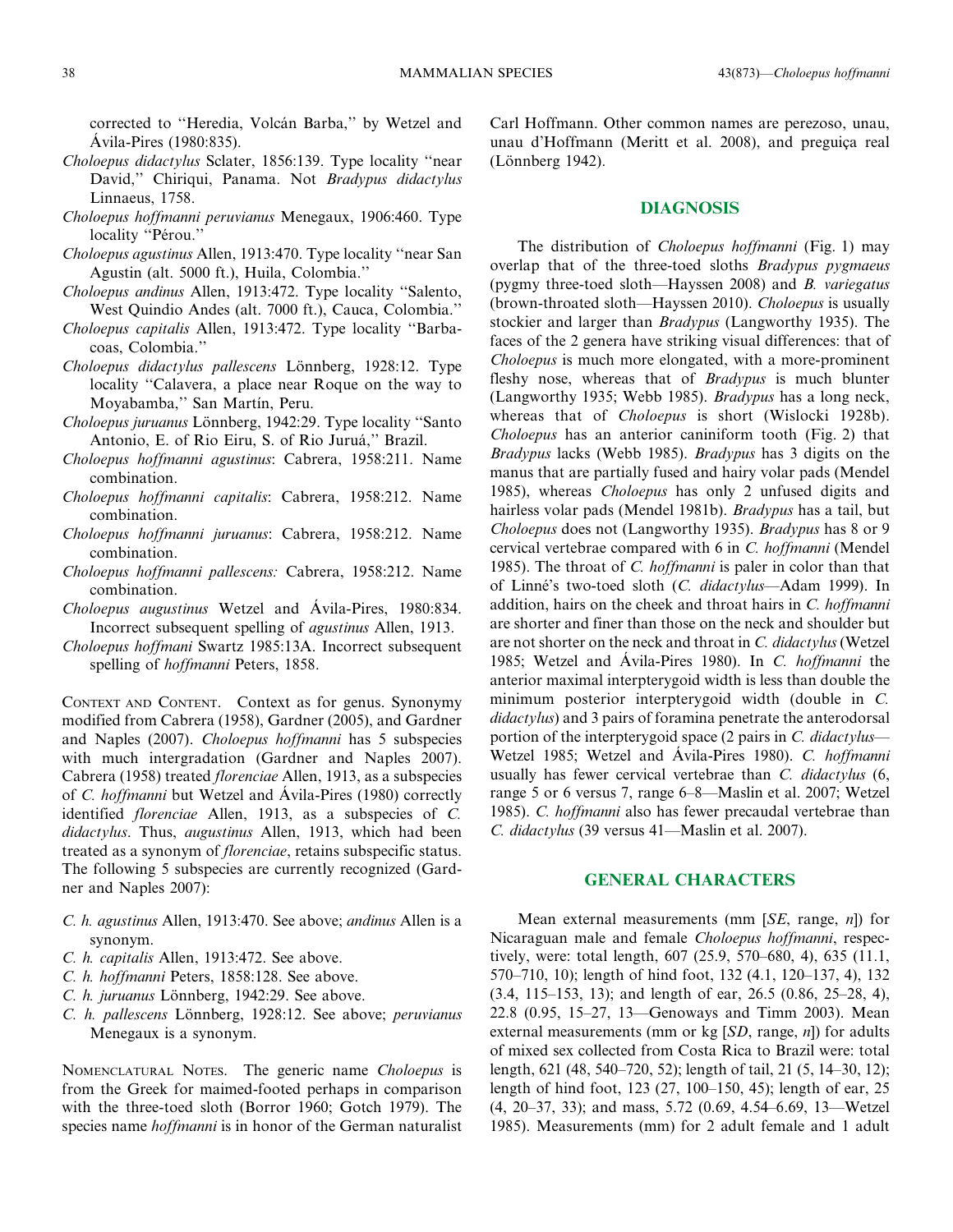corrected to "Heredia, Volcán Barba," by Wetzel and Ávila-Pires (1980:835).

*Choloepus didactylus* Sclater, 1856:139. Type locality "near David," Chiriqui, Panama. Not *Bradypus didactylus* Linnaeus, 1758.

*Choloepus hoffmanni peruvianus* Menegaux, 1906:460. Type locality "Pérou."

*Choloepus agustinus* Allen, 1913:470. Type locality "near San Agustin (alt. 5000 ft.), Huila, Colombia."

*Choloepus andinus* Allen, 1913:472. Type locality "Salento, West Quindio Andes (alt. 7000 ft.), Cauca, Colombia."

*Choloepus capitalis* Allen, 1913:472. Type locality "Barbacoas, Colombia."

*Choloepus didactylus pallescens* Lönnberg, 1928:12. Type locality "Calavera, a place near Roque on the way to Moyabamba," San Martín, Peru.

*Choloepus juruanus* Lönnberg, 1942:29. Type locality "Santo Antonio, E. of Rio Eiru, S. of Rio Juruá," Brazil.

*Choloepus hoffmanni agustinus*: Cabrera, 1958:211. Name combination.

*Choloepus hoffmanni capitalis*: Cabrera, 1958:212. Name combination.

*Choloepus hoffmanni juruanus*: Cabrera, 1958:212. Name combination.

*Choloepus hoffmanni pallescens:* Cabrera, 1958:212. Name combination.

*Choloepus augustinus* Wetzel and Ávila-Pires, 1980:834. Incorrect subsequent spelling of *agustinus* Allen, 1913.

*Choloepus hoffmani* Swartz 1985:13A. Incorrect subsequent spelling of *hoffmanni* Peters, 1858.

CONTEXT AND CONTENT. Context as for genus. Synonymy modified from Cabrera (1958), Gardner (2005), and Gardner and Naples (2007). *Choloepus hoffmanni* has 5 subspecies with much intergradation (Gardner and Naples 2007). Cabrera (1958) treated *florenciae* Allen, 1913, as a subspecies of *C. hoffmanni* but Wetzel and Ávila-Pires (1980) correctly identified *florenciae* Allen, 1913, as a subspecies of *C. didactylus*. Thus, *augustinus* Allen, 1913, which had been treated as a synonym of *florenciae*, retains subspecific status. The following 5 subspecies are currently recognized (Gardner and Naples 2007):

*C. h. agustinus* Allen, 1913:470. See above; *andinus* Allen is a synonym.

*C. h. capitalis* Allen, 1913:472. See above.

*C. h. hoffmanni* Peters, 1858:128. See above.

*C. h. juruanus* Lönnberg, 1942:29. See above.

*C. h. pallescens* Lönnberg, 1928:12. See above; *peruvianus* Menegaux is a synonym.

NOMENCLATURAL NOTES. The generic name *Choloepus* is from the Greek for maimed-footed perhaps in comparison with the three-toed sloth (Borror 1960; Gotch 1979). The species name *hoffmanni* is in honor of the German naturalist Carl Hoffmann. Other common names are perezoso, unau, unau d'Hoffmann (Meritt et al. 2008), and preguiça real (Lönnberg 1942).

## DIAGNOSIS

The distribution of *Choloepus hoffmanni* (Fig. 1) may overlap that of the three-toed sloths *Bradypus pygmaeus* (pygmy three-toed sloth—Hayssen 2008) and *B. variegatus* (brown-throated sloth—Hayssen 2010). *Choloepus* is usually stockier and larger than *Bradypus* (Langworthy 1935). The faces of the 2 genera have striking visual differences: that of *Choloepus* is much more elongated, with a more-prominent fleshy nose, whereas that of *Bradypus* is much blunter (Langworthy 1935; Webb 1985). *Bradypus* has a long neck, whereas that of *Choloepus* is short (Wislocki 1928b). *Choloepus* has an anterior caniniform tooth (Fig. 2) that *Bradypus* lacks (Webb 1985). *Bradypus* has 3 digits on the manus that are partially fused and hairy volar pads (Mendel 1985), whereas *Choloepus* has only 2 unfused digits and hairless volar pads (Mendel 1981b). *Bradypus* has a tail, but *Choloepus* does not (Langworthy 1935). *Bradypus* has 8 or 9 cervical vertebrae compared with 6 in *C. hoffmanni* (Mendel 1985). The throat of *C. hoffmanni* is paler in color than that of Linné's two-toed sloth (*C. didactylus*—Adam 1999). In addition, hairs on the cheek and throat hairs in *C. hoffmanni* are shorter and finer than those on the neck and shoulder but are not shorter on the neck and throat in *C. didactylus* (Wetzel 1985; Wetzel and Ávila-Pires 1980). In *C. hoffmanni* the anterior maximal interpterygoid width is less than double the minimum posterior interpterygoid width (double in *C. didactylus*) and 3 pairs of foramina penetrate the anterodorsal portion of the interpterygoid space (2 pairs in *C. didactylus*—Wetzel 1985; Wetzel and Ávila-Pires 1980). *C. hoffmanni* usually has fewer cervical vertebrae than *C. didactylus* (6, range 5 or 6 versus 7, range 6–8—Maslin et al. 2007; Wetzel 1985). *C. hoffmanni* also has fewer precaudal vertebrae than *C. didactylus* (39 versus 41—Maslin et al. 2007).

## GENERAL CHARACTERS

Mean external measurements (mm [*SE*, range, *n*]) for Nicaraguan male and female *Choloepus hoffmanni*, respectively, were: total length, 607 (25.9, 570–680, 4), 635 (11.1, 570–710, 10); length of hind foot, 132 (4.1, 120–137, 4), 132 (3.4, 115–153, 13); and length of ear, 26.5 (0.86, 25–28, 4), 22.8 (0.95, 15–27, 13—Genoways and Timm 2003). Mean external measurements (mm or kg [*SD*, range, *n*]) for adults of mixed sex collected from Costa Rica to Brazil were: total length, 621 (48, 540–720, 52); length of tail, 21 (5, 14–30, 12); length of hind foot, 123 (27, 100–150, 45); length of ear, 25 (4, 20–37, 33); and mass, 5.72 (0.69, 4.54–6.69, 13—Wetzel 1985). Measurements (mm) for 2 adult female and 1 adult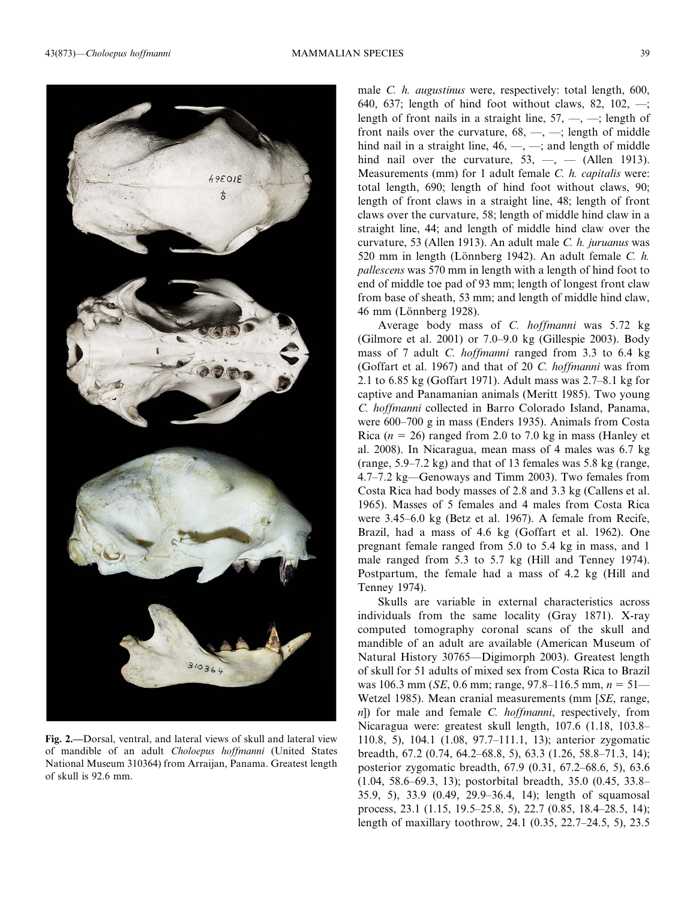Fig. 2.—Dorsal, ventral, and lateral views of skull and lateral view of mandible of an adult *Choloepus hoffmanni* (United States National Museum 310364) from Arraijan, Panama. Greatest length of skull is 92.6 mm.

male *C. h. augustinus* were, respectively: total length, 600, 640, 637; length of hind foot without claws, 82, 102, —; length of front nails in a straight line, 57, —, —; length of front nails over the curvature, 68, —, —; length of middle hind nail in a straight line, 46, —, —; and length of middle hind nail over the curvature, 53, —, — (Allen 1913). Measurements (mm) for 1 adult female *C. h. capitalis* were: total length, 690; length of hind foot without claws, 90; length of front claws in a straight line, 48; length of front claws over the curvature, 58; length of middle hind claw in a straight line, 44; and length of middle hind claw over the curvature, 53 (Allen 1913). An adult male *C. h. juruanus* was 520 mm in length (Lönnberg 1942). An adult female *C. h. pallescens* was 570 mm in length with a length of hind foot to end of middle toe pad of 93 mm; length of longest front claw from base of sheath, 53 mm; and length of middle hind claw, 46 mm (Lönnberg 1928).

Average body mass of *C. hoffmanni* was 5.72 kg (Gilmore et al. 2001) or 7.0–9.0 kg (Gillespie 2003). Body mass of 7 adult *C. hoffmanni* ranged from 3.3 to 6.4 kg (Goffart et al. 1967) and that of 20 *C. hoffmanni* was from 2.1 to 6.85 kg (Goffart 1971). Adult mass was 2.7–8.1 kg for captive and Panamanian animals (Meritt 1985). Two young *C. hoffmanni* collected in Barro Colorado Island, Panama, were 600–700 g in mass (Enders 1935). Animals from Costa Rica ($n = 26$) ranged from 2.0 to 7.0 kg in mass (Hanley et al. 2008). In Nicaragua, mean mass of 4 males was 6.7 kg (range, 5.9–7.2 kg) and that of 13 females was 5.8 kg (range, 4.7–7.2 kg—Genoways and Timm 2003). Two females from Costa Rica had body masses of 2.8 and 3.3 kg (Callens et al. 1965). Masses of 5 females and 4 males from Costa Rica were 3.45–6.0 kg (Betz et al. 1967). A female from Recife, Brazil, had a mass of 4.6 kg (Goffart et al. 1962). One pregnant female ranged from 5.0 to 5.4 kg in mass, and 1 male ranged from 5.3 to 5.7 kg (Hill and Tenney 1974). Postpartum, the female had a mass of 4.2 kg (Hill and Tenney 1974).

Skulls are variable in external characteristics across individuals from the same locality (Gray 1871). X-ray computed tomography coronal scans of the skull and mandible of an adult are available (American Museum of Natural History 30765—Digimorph 2003). Greatest length of skull for 51 adults of mixed sex from Costa Rica to Brazil was 106.3 mm (*SE*, 0.6 mm; range, 97.8–116.5 mm, $n = 51$—Wetzel 1985). Mean cranial measurements (mm [*SE*, range, *n*]) for male and female *C. hoffmanni*, respectively, from Nicaragua were: greatest skull length, 107.6 (1.18, 103.8–110.8, 5), 104.1 (1.08, 97.7–111.1, 13); anterior zygomatic breadth, 67.2 (0.74, 64.2–68.8, 5), 63.3 (1.26, 58.8–71.3, 14); posterior zygomatic breadth, 67.9 (0.31, 67.2–68.6, 5), 63.6 (1.04, 58.6–69.3, 13); postorbital breadth, 35.0 (0.45, 33.8–35.9, 5), 33.9 (0.49, 29.9–36.4, 14); length of squamosal process, 23.1 (1.15, 19.5–25.8, 5), 22.7 (0.85, 18.4–28.5, 14); length of maxillary toothrow, 24.1 (0.35, 22.7–24.5, 5), 23.5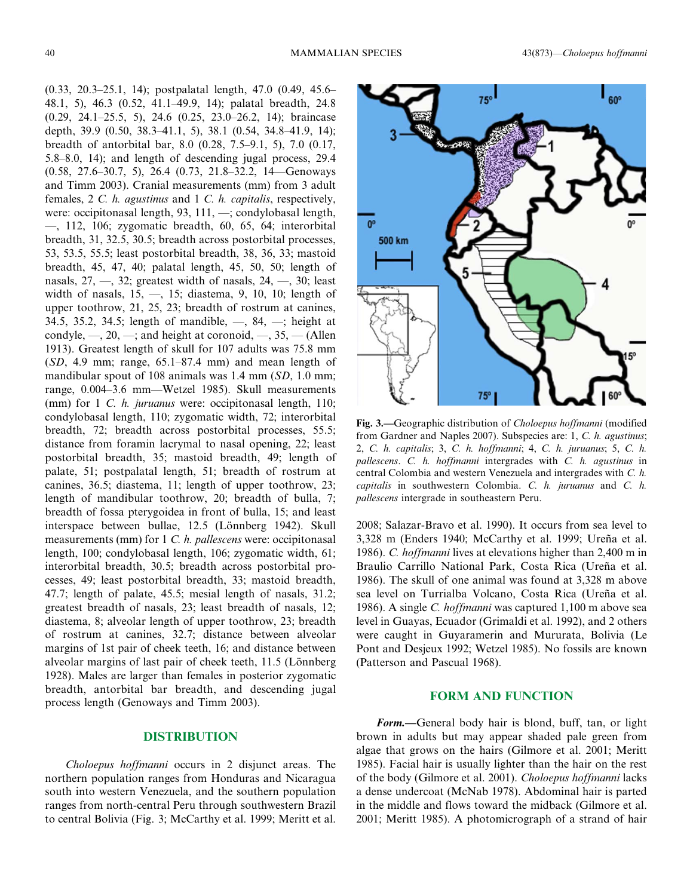(0.33, 20.3–25.1, 14); postpalatal length, 47.0 (0.49, 45.6–48.1, 5), 46.3 (0.52, 41.1–49.9, 14); palatal breadth, 24.8 (0.29, 24.1–25.5, 5), 24.6 (0.25, 23.0–26.2, 14); braincase depth, 39.9 (0.50, 38.3–41.1, 5), 38.1 (0.54, 34.8–41.9, 14); breadth of antorbital bar, 8.0 (0.28, 7.5–9.1, 5), 7.0 (0.17, 5.8–8.0, 14); and length of descending jugal process, 29.4 (0.58, 27.6–30.7, 5), 26.4 (0.73, 21.8–32.2, 14—Genoways and Timm 2003). Cranial measurements (mm) from 3 adult females, 2 *C. h. agustinus* and 1 *C. h. capitalis*, respectively, were: occipitonasal length, 93, 111, —; condylobasal length, —, 112, 106; zygomatic breadth, 60, 65, 64; interorbital breadth, 31, 32.5, 30.5; breadth across postorbital processes, 53, 53.5, 55.5; least postorbital breadth, 38, 36, 33; mastoid breadth, 45, 47, 40; palatal length, 45, 50, 50; length of nasals, 27, —, 32; greatest width of nasals, 24, —, 30; least width of nasals, 15, —, 15; diastema, 9, 10, 10; length of upper toothrow, 21, 25, 23; breadth of rostrum at canines, 34.5, 35.2, 34.5; length of mandible, —, 84, —; height at condyle, —, 20, —; and height at coronoid, —, 35, — (Allen 1913). Greatest length of skull for 107 adults was 75.8 mm (*SD*, 4.9 mm; range, 65.1–87.4 mm) and mean length of mandibular spout of 108 animals was 1.4 mm (*SD*, 1.0 mm; range, 0.004–3.6 mm—Wetzel 1985). Skull measurements (mm) for 1 *C. h. juruanus* were: occipitonasal length, 110; condylobasal length, 110; zygomatic width, 72; interorbital breadth, 72; breadth across postorbital processes, 55.5; distance from foramin lacrymal to nasal opening, 22; least postorbital breadth, 35; mastoid breadth, 49; length of palate, 51; postpalatal length, 51; breadth of rostrum at canines, 36.5; diastema, 11; length of upper toothrow, 23; length of mandibular toothrow, 20; breadth of bulla, 7; breadth of fossa pterygoidea in front of bulla, 15; and least interspace between bullae, 12.5 (Lönnberg 1942). Skull measurements (mm) for 1 *C. h. pallescens* were: occipitonasal length, 100; condylobasal length, 106; zygomatic width, 61; interorbital breadth, 30.5; breadth across postorbital processes, 49; least postorbital breadth, 33; mastoid breadth, 47.7; length of palate, 45.5; mesial length of nasals, 31.2; greatest breadth of nasals, 23; least breadth of nasals, 12; diastema, 8; alveolar length of upper toothrow, 23; breadth of rostrum at canines, 32.7; distance between alveolar margins of 1st pair of cheek teeth, 16; and distance between alveolar margins of last pair of cheek teeth, 11.5 (Lönnberg 1928). Males are larger than females in posterior zygomatic breadth, antorbital bar breadth, and descending jugal process length (Genoways and Timm 2003).

## DISTRIBUTION

*Choloepus hoffmanni* occurs in 2 disjunct areas. The northern population ranges from Honduras and Nicaragua south into western Venezuela, and the southern population ranges from north-central Peru through southwestern Brazil to central Bolivia (Fig. 3; McCarthy et al. 1999; Meritt et al. 2008; Salazar-Bravo et al. 1990). It occurs from sea level to 3,328 m (Enders 1940; McCarthy et al. 1999; Ureña et al. 1986). *C. hoffmanni* lives at elevations higher than 2,400 m in Braulio Carrillo National Park, Costa Rica (Ureña et al. 1986). The skull of one animal was found at 3,328 m above sea level on Turrialba Volcano, Costa Rica (Ureña et al. 1986). A single *C. hoffmanni* was captured 1,100 m above sea level in Guayas, Ecuador (Grimaldi et al. 1992), and 2 others were caught in Guyaramerin and Mururata, Bolivia (Le Pont and Desjeux 1992; Wetzel 1985). No fossils are known (Patterson and Pascual 1968).

**Fig. 3.**—Geographic distribution of *Choloepus hoffmanni* (modified from Gardner and Naples 2007). Subspecies are: 1, *C. h. agustinus*; 2, *C. h. capitalis*; 3, *C. h. hoffmanni*; 4, *C. h. juruanus*; 5, *C. h. pallescens*. *C. h. hoffmanni* intergrades with *C. h. agustinus* in central Colombia and western Venezuela and intergrades with *C. h. capitalis* in southwestern Colombia. *C. h. juruanus* and *C. h. pallescens* intergrade in southeastern Peru.

## FORM AND FUNCTION

***Form.***—General body hair is blond, buff, tan, or light brown in adults but may appear shaded pale green from algae that grows on the hairs (Gilmore et al. 2001; Meritt 1985). Facial hair is usually lighter than the hair on the rest of the body (Gilmore et al. 2001). *Choloepus hoffmanni* lacks a dense undercoat (McNab 1978). Abdominal hair is parted in the middle and flows toward the midback (Gilmore et al. 2001; Meritt 1985). A photomicrograph of a strand of hair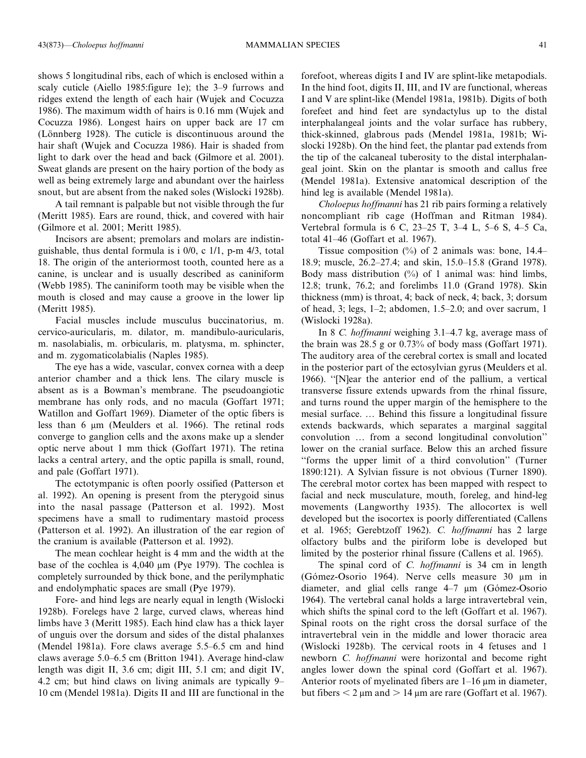shows 5 longitudinal ribs, each of which is enclosed within a scaly cuticle (Aiello 1985:figure 1e); the 3–9 furrows and ridges extend the length of each hair (Wujek and Cocuzza 1986). The maximum width of hairs is 0.16 mm (Wujek and Cocuzza 1986). Longest hairs on upper back are 17 cm (Lönnberg 1928). The cuticle is discontinuous around the hair shaft (Wujek and Cocuzza 1986). Hair is shaded from light to dark over the head and back (Gilmore et al. 2001). Sweat glands are present on the hairy portion of the body as well as being extremely large and abundant over the hairless snout, but are absent from the naked soles (Wislocki 1928b).

A tail remnant is palpable but not visible through the fur (Meritt 1985). Ears are round, thick, and covered with hair (Gilmore et al. 2001; Meritt 1985).

Incisors are absent; premolars and molars are indistinguishable, thus dental formula is i 0/0, c 1/1, p-m 4/3, total 18. The origin of the anteriormost tooth, counted here as a canine, is unclear and is usually described as caniniform (Webb 1985). The caniniform tooth may be visible when the mouth is closed and may cause a groove in the lower lip (Meritt 1985).

Facial muscles include musculus buccinatorius, m. cervico-auricularis, m. dilator, m. mandibulo-auricularis, m. nasolabialis, m. orbicularis, m. platysma, m. sphincter, and m. zygomaticolabialis (Naples 1985).

The eye has a wide, vascular, convex cornea with a deep anterior chamber and a thick lens. The cilary muscle is absent as is a Bowman's membrane. The pseudoangiotic membrane has only rods, and no macula (Goffart 1971; Watillon and Goffart 1969). Diameter of the optic fibers is less than 6 μm (Meulders et al. 1966). The retinal rods converge to ganglion cells and the axons make up a slender optic nerve about 1 mm thick (Goffart 1971). The retina lacks a central artery, and the optic papilla is small, round, and pale (Goffart 1971).

The ectotympanic is often poorly ossified (Patterson et al. 1992). An opening is present from the pterygoid sinus into the nasal passage (Patterson et al. 1992). Most specimens have a small to rudimentary mastoid process (Patterson et al. 1992). An illustration of the ear region of the cranium is available (Patterson et al. 1992).

The mean cochlear height is 4 mm and the width at the base of the cochlea is 4,040 μm (Pye 1979). The cochlea is completely surrounded by thick bone, and the perilymphatic and endolymphatic spaces are small (Pye 1979).

Fore- and hind legs are nearly equal in length (Wislocki 1928b). Forelegs have 2 large, curved claws, whereas hind limbs have 3 (Meritt 1985). Each hind claw has a thick layer of unguis over the dorsum and sides of the distal phalanxes (Mendel 1981a). Fore claws average 5.5–6.5 cm and hind claws average 5.0–6.5 cm (Britton 1941). Average hind-claw length was digit II, 3.6 cm; digit III, 5.1 cm; and digit IV, 4.2 cm; but hind claws on living animals are typically 9–10 cm (Mendel 1981a). Digits II and III are functional in the forefoot, whereas digits I and IV are splint-like metapodials. In the hind foot, digits II, III, and IV are functional, whereas I and V are splint-like (Mendel 1981a, 1981b). Digits of both forefeet and hind feet are syndactylus up to the distal interphalangeal joints and the volar surface has rubbery, thick-skinned, glabrous pads (Mendel 1981a, 1981b; Wislocki 1928b). On the hind feet, the plantar pad extends from the tip of the calcaneal tuberosity to the distal interphalangeal joint. Skin on the plantar is smooth and callus free (Mendel 1981a). Extensive anatomical description of the hind leg is available (Mendel 1981a).

*Choloepus hoffmanni* has 21 rib pairs forming a relatively noncompliant rib cage (Hoffman and Ritman 1984). Vertebral formula is 6 C, 23–25 T, 3–4 L, 5–6 S, 4–5 Ca, total 41–46 (Goffart et al. 1967).

Tissue composition (%) of 2 animals was: bone, 14.4–18.9; muscle, 26.2–27.4; and skin, 15.0–15.8 (Grand 1978). Body mass distribution (%) of 1 animal was: hind limbs, 12.8; trunk, 76.2; and forelimbs 11.0 (Grand 1978). Skin thickness (mm) is throat, 4; back of neck, 4; back, 3; dorsum of head, 3; legs, 1–2; abdomen, 1.5–2.0; and over sacrum, 1 (Wislocki 1928a).

In 8 *C. hoffmanni* weighing 3.1–4.7 kg, average mass of the brain was 28.5 g or 0.73% of body mass (Goffart 1971). The auditory area of the cerebral cortex is small and located in the posterior part of the ectosylvian gyrus (Meulders et al. 1966). "[N]ear the anterior end of the pallium, a vertical transverse fissure extends upwards from the rhinal fissure, and turns round the upper margin of the hemisphere to the mesial surface. … Behind this fissure a longitudinal fissure extends backwards, which separates a marginal saggital convolution … from a second longitudinal convolution" lower on the cranial surface. Below this an arched fissure "forms the upper limit of a third convolution" (Turner 1890:121). A Sylvian fissure is not obvious (Turner 1890). The cerebral motor cortex has been mapped with respect to facial and neck musculature, mouth, foreleg, and hind-leg movements (Langworthy 1935). The allocortex is well developed but the isocortex is poorly differentiated (Callens et al. 1965; Gerebtzoff 1962). *C. hoffmanni* has 2 large olfactory bulbs and the piriform lobe is developed but limited by the posterior rhinal fissure (Callens et al. 1965).

The spinal cord of *C. hoffmanni* is 34 cm in length (Gómez-Osorio 1964). Nerve cells measure 30 μm in diameter, and glial cells range 4–7 μm (Gómez-Osorio 1964). The vertebral canal holds a large intravertebral vein, which shifts the spinal cord to the left (Goffart et al. 1967). Spinal roots on the right cross the dorsal surface of the intravertebral vein in the middle and lower thoracic area (Wislocki 1928b). The cervical roots in 4 fetuses and 1 newborn *C. hoffmanni* were horizontal and become right angles lower down the spinal cord (Goffart et al. 1967). Anterior roots of myelinated fibers are 1–16 μm in diameter, but fibers < 2 μm and > 14 μm are rare (Goffart et al. 1967).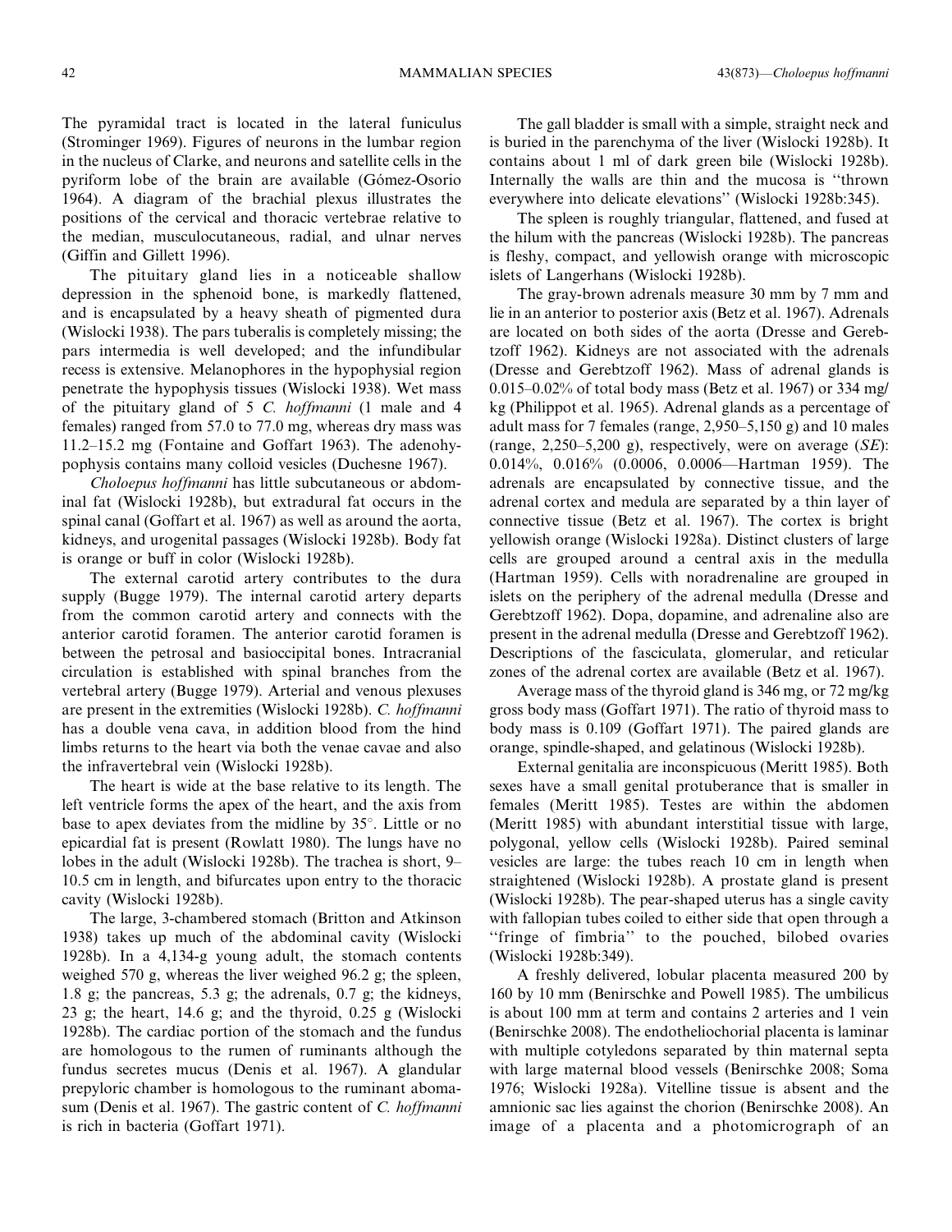The pyramidal tract is located in the lateral funiculus (Strominger 1969). Figures of neurons in the lumbar region in the nucleus of Clarke, and neurons and satellite cells in the pyriform lobe of the brain are available (Gómez-Osorio 1964). A diagram of the brachial plexus illustrates the positions of the cervical and thoracic vertebrae relative to the median, musculocutaneous, radial, and ulnar nerves (Giffin and Gillett 1996).

The pituitary gland lies in a noticeable shallow depression in the sphenoid bone, is markedly flattened, and is encapsulated by a heavy sheath of pigmented dura (Wislocki 1938). The pars tuberalis is completely missing; the pars intermedia is well developed; and the infundibular recess is extensive. Melanophores in the hypophysial region penetrate the hypophysis tissues (Wislocki 1938). Wet mass of the pituitary gland of 5 *C. hoffmanni* (1 male and 4 females) ranged from 57.0 to 77.0 mg, whereas dry mass was 11.2–15.2 mg (Fontaine and Goffart 1963). The adenohypophysis contains many colloid vesicles (Duchesne 1967).

*Choloepus hoffmanni* has little subcutaneous or abdominal fat (Wislocki 1928b), but extradural fat occurs in the spinal canal (Goffart et al. 1967) as well as around the aorta, kidneys, and urogenital passages (Wislocki 1928b). Body fat is orange or buff in color (Wislocki 1928b).

The external carotid artery contributes to the dura supply (Bugge 1979). The internal carotid artery departs from the common carotid artery and connects with the anterior carotid foramen. The anterior carotid foramen is between the petrosal and basioccipital bones. Intracranial circulation is established with spinal branches from the vertebral artery (Bugge 1979). Arterial and venous plexuses are present in the extremities (Wislocki 1928b). *C. hoffmanni* has a double vena cava, in addition blood from the hind limbs returns to the heart via both the venae cavae and also the infravertebral vein (Wislocki 1928b).

The heart is wide at the base relative to its length. The left ventricle forms the apex of the heart, and the axis from base to apex deviates from the midline by 35°. Little or no epicardial fat is present (Rowlatt 1980). The lungs have no lobes in the adult (Wislocki 1928b). The trachea is short, 9–10.5 cm in length, and bifurcates upon entry to the thoracic cavity (Wislocki 1928b).

The large, 3-chambered stomach (Britton and Atkinson 1938) takes up much of the abdominal cavity (Wislocki 1928b). In a 4,134-g young adult, the stomach contents weighed 570 g, whereas the liver weighed 96.2 g; the spleen, 1.8 g; the pancreas, 5.3 g; the adrenals, 0.7 g; the kidneys, 23 g; the heart, 14.6 g; and the thyroid, 0.25 g (Wislocki 1928b). The cardiac portion of the stomach and the fundus are homologous to the rumen of ruminants although the fundus secretes mucus (Denis et al. 1967). A glandular prepyloric chamber is homologous to the ruminant abomasum (Denis et al. 1967). The gastric content of *C. hoffmanni* is rich in bacteria (Goffart 1971).

The gall bladder is small with a simple, straight neck and is buried in the parenchyma of the liver (Wislocki 1928b). It contains about 1 ml of dark green bile (Wislocki 1928b). Internally the walls are thin and the mucosa is "thrown everywhere into delicate elevations" (Wislocki 1928b:345).

The spleen is roughly triangular, flattened, and fused at the hilum with the pancreas (Wislocki 1928b). The pancreas is fleshy, compact, and yellowish orange with microscopic islets of Langerhans (Wislocki 1928b).

The gray-brown adrenals measure 30 mm by 7 mm and lie in an anterior to posterior axis (Betz et al. 1967). Adrenals are located on both sides of the aorta (Dresse and Gerebtzoff 1962). Kidneys are not associated with the adrenals (Dresse and Gerebtzoff 1962). Mass of adrenal glands is 0.015–0.02% of total body mass (Betz et al. 1967) or 334 mg/kg (Philippot et al. 1965). Adrenal glands as a percentage of adult mass for 7 females (range, 2,950–5,150 g) and 10 males (range, 2,250–5,200 g), respectively, were on average (*SE*): 0.014%, 0.016% (0.0006, 0.0006—Hartman 1959). The adrenals are encapsulated by connective tissue, and the adrenal cortex and medula are separated by a thin layer of connective tissue (Betz et al. 1967). The cortex is bright yellowish orange (Wislocki 1928a). Distinct clusters of large cells are grouped around a central axis in the medulla (Hartman 1959). Cells with noradrenaline are grouped in islets on the periphery of the adrenal medulla (Dresse and Gerebtzoff 1962). Dopa, dopamine, and adrenaline also are present in the adrenal medulla (Dresse and Gerebtzoff 1962). Descriptions of the fasciculata, glomerular, and reticular zones of the adrenal cortex are available (Betz et al. 1967).

Average mass of the thyroid gland is 346 mg, or 72 mg/kg gross body mass (Goffart 1971). The ratio of thyroid mass to body mass is 0.109 (Goffart 1971). The paired glands are orange, spindle-shaped, and gelatinous (Wislocki 1928b).

External genitalia are inconspicuous (Meritt 1985). Both sexes have a small genital protuberance that is smaller in females (Meritt 1985). Testes are within the abdomen (Meritt 1985) with abundant interstitial tissue with large, polygonal, yellow cells (Wislocki 1928b). Paired seminal vesicles are large: the tubes reach 10 cm in length when straightened (Wislocki 1928b). A prostate gland is present (Wislocki 1928b). The pear-shaped uterus has a single cavity with fallopian tubes coiled to either side that open through a "fringe of fimbria" to the pouched, bilobed ovaries (Wislocki 1928b:349).

A freshly delivered, lobular placenta measured 200 by 160 by 10 mm (Benirschke and Powell 1985). The umbilicus is about 100 mm at term and contains 2 arteries and 1 vein (Benirschke 2008). The endotheliochorial placenta is laminar with multiple cotyledons separated by thin maternal septa with large maternal blood vessels (Benirschke 2008; Soma 1976; Wislocki 1928a). Vitelline tissue is absent and the amnionic sac lies against the chorion (Benirschke 2008). An image of a placenta and a photomicrograph of an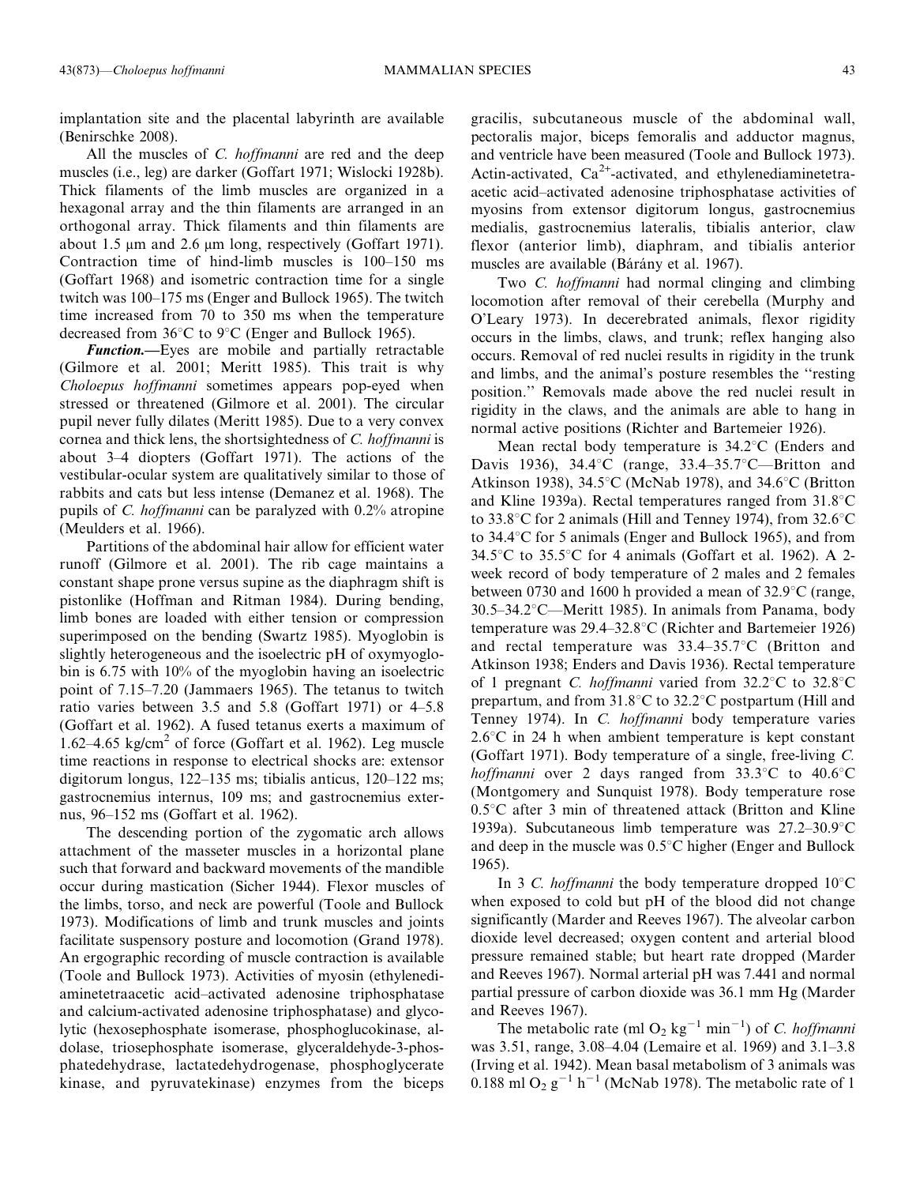implantation site and the placental labyrinth are available (Benirschke 2008).

All the muscles of *C. hoffmanni* are red and the deep muscles (i.e., leg) are darker (Goffart 1971; Wislocki 1928b). Thick filaments of the limb muscles are organized in a hexagonal array and the thin filaments are arranged in an orthogonal array. Thick filaments and thin filaments are about 1.5 μm and 2.6 μm long, respectively (Goffart 1971). Contraction time of hind-limb muscles is 100–150 ms (Goffart 1968) and isometric contraction time for a single twitch was 100–175 ms (Enger and Bullock 1965). The twitch time increased from 70 to 350 ms when the temperature decreased from 36°C to 9°C (Enger and Bullock 1965).

***Function.***—Eyes are mobile and partially retractable (Gilmore et al. 2001; Meritt 1985). This trait is why *Choloepus hoffmanni* sometimes appears pop-eyed when stressed or threatened (Gilmore et al. 2001). The circular pupil never fully dilates (Meritt 1985). Due to a very convex cornea and thick lens, the shortsightedness of *C. hoffmanni* is about 3–4 diopters (Goffart 1971). The actions of the vestibular-ocular system are qualitatively similar to those of rabbits and cats but less intense (Demanez et al. 1968). The pupils of *C. hoffmanni* can be paralyzed with 0.2% atropine (Meulders et al. 1966).

Partitions of the abdominal hair allow for efficient water runoff (Gilmore et al. 2001). The rib cage maintains a constant shape prone versus supine as the diaphragm shift is pistonlike (Hoffman and Ritman 1984). During bending, limb bones are loaded with either tension or compression superimposed on the bending (Swartz 1985). Myoglobin is slightly heterogeneous and the isoelectric pH of oxymyoglobin is 6.75 with 10% of the myoglobin having an isoelectric point of 7.15–7.20 (Jammaers 1965). The tetanus to twitch ratio varies between 3.5 and 5.8 (Goffart 1971) or 4–5.8 (Goffart et al. 1962). A fused tetanus exerts a maximum of 1.62–4.65 kg/cm$^2$ of force (Goffart et al. 1962). Leg muscle time reactions in response to electrical shocks are: extensor digitorum longus, 122–135 ms; tibialis anticus, 120–122 ms; gastrocnemius internus, 109 ms; and gastrocnemius externus, 96–152 ms (Goffart et al. 1962).

The descending portion of the zygomatic arch allows attachment of the masseter muscles in a horizontal plane such that forward and backward movements of the mandible occur during mastication (Sicher 1944). Flexor muscles of the limbs, torso, and neck are powerful (Toole and Bullock 1973). Modifications of limb and trunk muscles and joints facilitate suspensory posture and locomotion (Grand 1978). An ergographic recording of muscle contraction is available (Toole and Bullock 1973). Activities of myosin (ethylenediaminetetraacetic acid–activated adenosine triphosphatase and calcium-activated adenosine triphosphatase) and glycolytic (hexosephosphate isomerase, phosphoglucokinase, aldolase, triosephosphate isomerase, glyceraldehyde-3-phosphatedehydrase, lactatedehydrogenase, phosphoglycerate kinase, and pyruvatekinase) enzymes from the biceps gracilis, subcutaneous muscle of the abdominal wall, pectoralis major, biceps femoralis and adductor magnus, and ventricle have been measured (Toole and Bullock 1973). Actin-activated, $Ca^{2+}$-activated, and ethylenediaminetetraacetic acid–activated adenosine triphosphatase activities of myosins from extensor digitorum longus, gastrocnemius medialis, gastrocnemius lateralis, tibialis anterior, claw flexor (anterior limb), diaphram, and tibialis anterior muscles are available (Bárány et al. 1967).

Two *C. hoffmanni* had normal clinging and climbing locomotion after removal of their cerebella (Murphy and O'Leary 1973). In decerebrated animals, flexor rigidity occurs in the limbs, claws, and trunk; reflex hanging also occurs. Removal of red nuclei results in rigidity in the trunk and limbs, and the animal's posture resembles the "resting position." Removals made above the red nuclei result in rigidity in the claws, and the animals are able to hang in normal active positions (Richter and Bartemeier 1926).

Mean rectal body temperature is 34.2°C (Enders and Davis 1936), 34.4°C (range, 33.4–35.7°C—Britton and Atkinson 1938), 34.5°C (McNab 1978), and 34.6°C (Britton and Kline 1939a). Rectal temperatures ranged from 31.8°C to 33.8°C for 2 animals (Hill and Tenney 1974), from 32.6°C to 34.4°C for 5 animals (Enger and Bullock 1965), and from 34.5°C to 35.5°C for 4 animals (Goffart et al. 1962). A 2-week record of body temperature of 2 males and 2 females between 0730 and 1600 h provided a mean of 32.9°C (range, 30.5–34.2°C—Meritt 1985). In animals from Panama, body temperature was 29.4–32.8°C (Richter and Bartemeier 1926) and rectal temperature was 33.4–35.7°C (Britton and Atkinson 1938; Enders and Davis 1936). Rectal temperature of 1 pregnant *C. hoffmanni* varied from 32.2°C to 32.8°C prepartum, and from 31.8°C to 32.2°C postpartum (Hill and Tenney 1974). In *C. hoffmanni* body temperature varies 2.6°C in 24 h when ambient temperature is kept constant (Goffart 1971). Body temperature of a single, free-living *C. hoffmanni* over 2 days ranged from 33.3°C to 40.6°C (Montgomery and Sunquist 1978). Body temperature rose 0.5°C after 3 min of threatened attack (Britton and Kline 1939a). Subcutaneous limb temperature was 27.2–30.9°C and deep in the muscle was 0.5°C higher (Enger and Bullock 1965).

In 3 *C. hoffmanni* the body temperature dropped 10°C when exposed to cold but pH of the blood did not change significantly (Marder and Reeves 1967). The alveolar carbon dioxide level decreased; oxygen content and arterial blood pressure remained stable; but heart rate dropped (Marder and Reeves 1967). Normal arterial pH was 7.441 and normal partial pressure of carbon dioxide was 36.1 mm Hg (Marder and Reeves 1967).

The metabolic rate (ml $O_2$ kg$^{-1}$ min$^{-1}$) of *C. hoffmanni* was 3.51, range, 3.08–4.04 (Lemaire et al. 1969) and 3.1–3.8 (Irving et al. 1942). Mean basal metabolism of 3 animals was 0.188 ml $O_2$ g$^{-1}$ h$^{-1}$ (McNab 1978). The metabolic rate of 1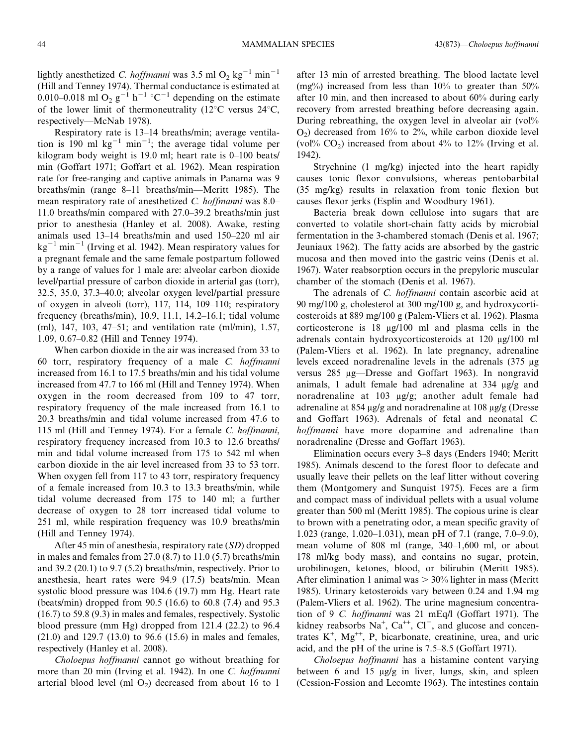lightly anesthetized *C. hoffmanni* was 3.5 ml $O_2$ $kg^{-1}$ $min^{-1}$ (Hill and Tenney 1974). Thermal conductance is estimated at 0.010–0.018 ml $O_2$ $g^{-1}$ $h^{-1}$ $°C^{-1}$ depending on the estimate of the lower limit of thermoneutrality (12°C versus 24°C, respectively—McNab 1978).

Respiratory rate is 13–14 breaths/min; average ventilation is 190 ml $kg^{-1}$ $min^{-1}$; the average tidal volume per kilogram body weight is 19.0 ml; heart rate is 0–100 beats/min (Goffart 1971; Goffart et al. 1962). Mean respiration rate for free-ranging and captive animals in Panama was 9 breaths/min (range 8–11 breaths/min—Meritt 1985). The mean respiratory rate of anesthetized *C. hoffmanni* was 8.0–11.0 breaths/min compared with 27.0–39.2 breaths/min just prior to anesthesia (Hanley et al. 2008). Awake, resting animals used 13–14 breaths/min and used 150–220 ml air $kg^{-1}$ $min^{-1}$ (Irving et al. 1942). Mean respiratory values for a pregnant female and the same female postpartum followed by a range of values for 1 male are: alveolar carbon dioxide level/partial pressure of carbon dioxide in arterial gas (torr), 32.5, 35.0, 37.3–40.0; alveolar oxygen level/partial pressure of oxygen in alveoli (torr), 117, 114, 109–110; respiratory frequency (breaths/min), 10.9, 11.1, 14.2–16.1; tidal volume (ml), 147, 103, 47–51; and ventilation rate (ml/min), 1.57, 1.09, 0.67–0.82 (Hill and Tenney 1974).

When carbon dioxide in the air was increased from 33 to 60 torr, respiratory frequency of a male *C. hoffmanni* increased from 16.1 to 17.5 breaths/min and his tidal volume increased from 47.7 to 166 ml (Hill and Tenney 1974). When oxygen in the room decreased from 109 to 47 torr, respiratory frequency of the male increased from 16.1 to 20.3 breaths/min and tidal volume increased from 47.6 to 115 ml (Hill and Tenney 1974). For a female *C. hoffmanni*, respiratory frequency increased from 10.3 to 12.6 breaths/min and tidal volume increased from 175 to 542 ml when carbon dioxide in the air level increased from 33 to 53 torr. When oxygen fell from 117 to 43 torr, respiratory frequency of a female increased from 10.3 to 13.3 breaths/min, while tidal volume decreased from 175 to 140 ml; a further decrease of oxygen to 28 torr increased tidal volume to 251 ml, while respiration frequency was 10.9 breaths/min (Hill and Tenney 1974).

After 45 min of anesthesia, respiratory rate (*SD*) dropped in males and females from 27.0 (8.7) to 11.0 (5.7) breaths/min and 39.2 (20.1) to 9.7 (5.2) breaths/min, respectively. Prior to anesthesia, heart rates were 94.9 (17.5) beats/min. Mean systolic blood pressure was 104.6 (19.7) mm Hg. Heart rate (beats/min) dropped from 90.5 (16.6) to 60.8 (7.4) and 95.3 (16.7) to 59.8 (9.3) in males and females, respectively. Systolic blood pressure (mm Hg) dropped from 121.4 (22.2) to 96.4 (21.0) and 129.7 (13.0) to 96.6 (15.6) in males and females, respectively (Hanley et al. 2008).

*Choloepus hoffmanni* cannot go without breathing for more than 20 min (Irving et al. 1942). In one *C. hoffmanni* arterial blood level (ml $O_2$) decreased from about 16 to 1 after 13 min of arrested breathing. The blood lactate level (mg%) increased from less than 10% to greater than 50% after 10 min, and then increased to about 60% during early recovery from arrested breathing before decreasing again. During rebreathing, the oxygen level in alveolar air (vol% $O_2$) decreased from 16% to 2%, while carbon dioxide level (vol% $CO_2$) increased from about 4% to 12% (Irving et al. 1942).

Strychnine (1 mg/kg) injected into the heart rapidly causes tonic flexor convulsions, whereas pentobarbital (35 mg/kg) results in relaxation from tonic flexion but causes flexor jerks (Esplin and Woodbury 1961).

Bacteria break down cellulose into sugars that are converted to volatile short-chain fatty acids by microbial fermentation in the 3-chambered stomach (Denis et al. 1967; Jeuniaux 1962). The fatty acids are absorbed by the gastric mucosa and then moved into the gastric veins (Denis et al. 1967). Water reabsorption occurs in the prepyloric muscular chamber of the stomach (Denis et al. 1967).

The adrenals of *C. hoffmanni* contain ascorbic acid at 90 mg/100 g, cholesterol at 300 mg/100 g, and hydroxycorticosteroids at 889 mg/100 g (Palem-Vliers et al. 1962). Plasma corticosterone is 18 μg/100 ml and plasma cells in the adrenals contain hydroxycorticosteroids at 120 μg/100 ml (Palem-Vliers et al. 1962). In late pregnancy, adrenaline levels exceed noradrenaline levels in the adrenals (375 μg versus 285 μg—Dresse and Goffart 1963). In nongravid animals, 1 adult female had adrenaline at 334 μg/g and noradrenaline at 103 μg/g; another adult female had adrenaline at 854 μg/g and noradrenaline at 108 μg/g (Dresse and Goffart 1963). Adrenals of fetal and neonatal *C. hoffmanni* have more dopamine and adrenaline than noradrenaline (Dresse and Goffart 1963).

Elimination occurs every 3–8 days (Enders 1940; Meritt 1985). Animals descend to the forest floor to defecate and usually leave their pellets on the leaf litter without covering them (Montgomery and Sunquist 1975). Feces are a firm and compact mass of individual pellets with a usual volume greater than 500 ml (Meritt 1985). The copious urine is clear to brown with a penetrating odor, a mean specific gravity of 1.023 (range, 1.020–1.031), mean pH of 7.1 (range, 7.0–9.0), mean volume of 808 ml (range, 340–1,600 ml, or about 178 ml/kg body mass), and contains no sugar, protein, urobilinogen, ketones, blood, or bilirubin (Meritt 1985). After elimination 1 animal was > 30% lighter in mass (Meritt 1985). Urinary ketosteroids vary between 0.24 and 1.94 mg (Palem-Vliers et al. 1962). The urine magnesium concentration of 9 *C. hoffmanni* was 21 mEq/l (Goffart 1971). The kidney reabsorbs $Na^{+}$, $Ca^{++}$, $Cl^{-}$, and glucose and concentrates $K^{+}$, $Mg^{++}$, P, bicarbonate, creatinine, urea, and uric acid, and the pH of the urine is 7.5–8.5 (Goffart 1971).

*Choloepus hoffmanni* has a histamine content varying between 6 and 15 μg/g in liver, lungs, skin, and spleen (Cession-Fossion and Lecomte 1963). The intestines contain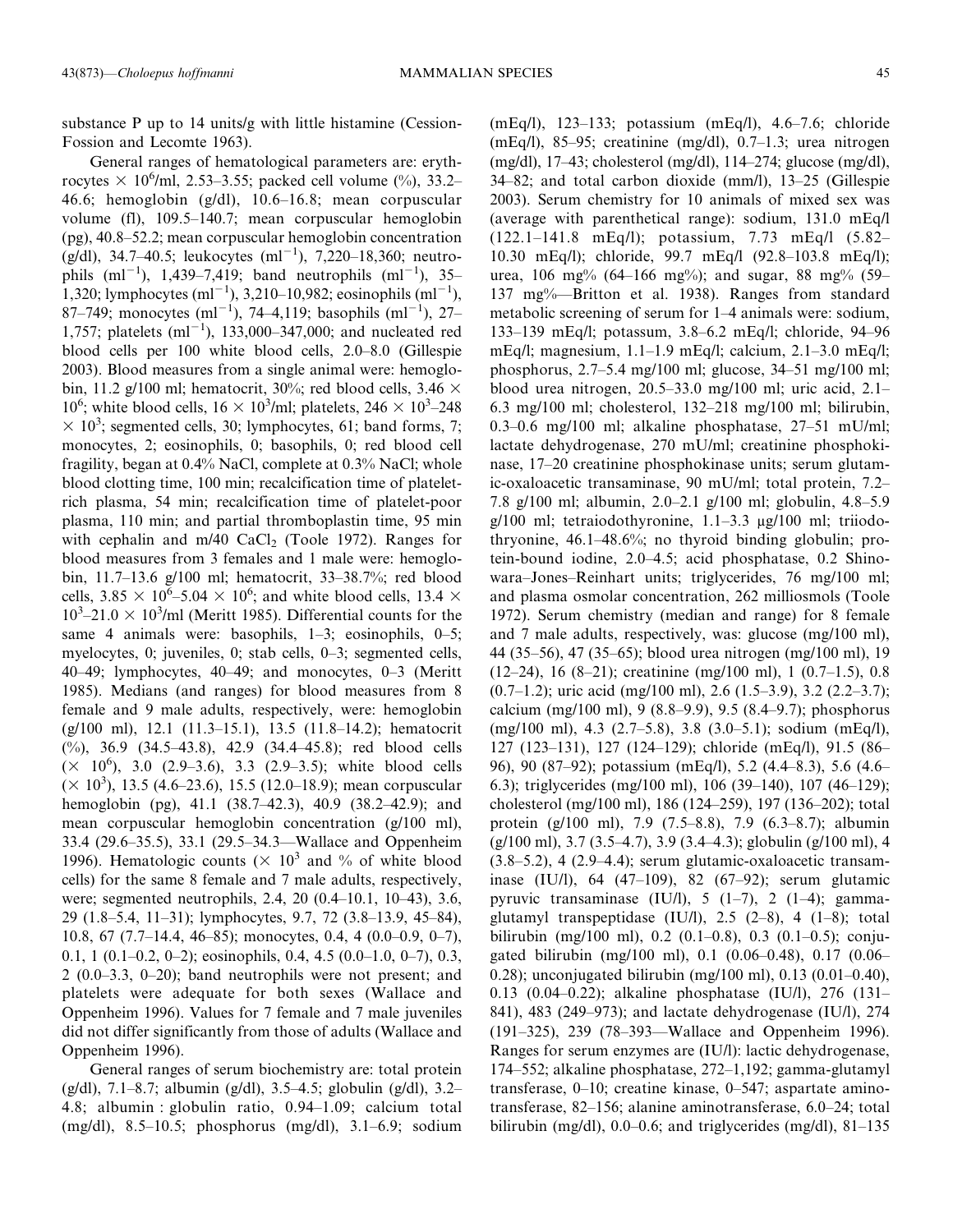substance P up to 14 units/g with little histamine (Cession-Fossion and Lecomte 1963).

General ranges of hematological parameters are: erythrocytes $\times 10^6$/ml, 2.53–3.55; packed cell volume (%), 33.2–46.6; hemoglobin (g/dl), 10.6–16.8; mean corpuscular volume (fl), 109.5–140.7; mean corpuscular hemoglobin (pg), 40.8–52.2; mean corpuscular hemoglobin concentration (g/dl), 34.7–40.5; leukocytes ($ml^{-1}$), 7,220–18,360; neutrophils ($ml^{-1}$), 1,439–7,419; band neutrophils ($ml^{-1}$), 35–1,320; lymphocytes ($ml^{-1}$), 3,210–10,982; eosinophils ($ml^{-1}$), 87–749; monocytes ($ml^{-1}$), 74–4,119; basophils ($ml^{-1}$), 27–1,757; platelets ($ml^{-1}$), 133,000–347,000; and nucleated red blood cells per 100 white blood cells, 2.0–8.0 (Gillespie 2003). Blood measures from a single animal were: hemoglobin, 11.2 g/100 ml; hematocrit, 30%; red blood cells, 3.46 $\times 10^6$; white blood cells, 16 $\times 10^3$/ml; platelets, 246 $\times 10^3$–248 $\times 10^3$; segmented cells, 30; lymphocytes, 61; band forms, 7; monocytes, 2; eosinophils, 0; basophils, 0; red blood cell fragility, began at 0.4% NaCl, complete at 0.3% NaCl; whole blood clotting time, 100 min; recalcification time of platelet-rich plasma, 54 min; recalcification time of platelet-poor plasma, 110 min; and partial thromboplastin time, 95 min with cephalin and m/40 $CaCl_2$ (Toole 1972). Ranges for blood measures from 3 females and 1 male were: hemoglobin, 11.7–13.6 g/100 ml; hematocrit, 33–38.7%; red blood cells, 3.85 $\times 10^6$–5.04 $\times 10^6$; and white blood cells, 13.4 $\times 10^3$–21.0 $\times 10^3$/ml (Meritt 1985). Differential counts for the same 4 animals were: basophils, 1–3; eosinophils, 0–5; myelocytes, 0; juveniles, 0; stab cells, 0–3; segmented cells, 40–49; lymphocytes, 40–49; and monocytes, 0–3 (Meritt 1985). Medians (and ranges) for blood measures from 8 female and 9 male adults, respectively, were: hemoglobin (g/100 ml), 12.1 (11.3–15.1), 13.5 (11.8–14.2); hematocrit (%), 36.9 (34.5–43.8), 42.9 (34.4–45.8); red blood cells ($\times 10^6$), 3.0 (2.9–3.6), 3.3 (2.9–3.5); white blood cells ($\times 10^3$), 13.5 (4.6–23.6), 15.5 (12.0–18.9); mean corpuscular hemoglobin (pg), 41.1 (38.7–42.3), 40.9 (38.2–42.9); and mean corpuscular hemoglobin concentration (g/100 ml), 33.4 (29.6–35.5), 33.1 (29.5–34.3—Wallace and Oppenheim 1996). Hematologic counts ($\times 10^3$ and % of white blood cells) for the same 8 female and 7 male adults, respectively, were; segmented neutrophils, 2.4, 20 (0.4–10.1, 10–43), 3.6, 29 (1.8–5.4, 11–31); lymphocytes, 9.7, 72 (3.8–13.9, 45–84), 10.8, 67 (7.7–14.4, 46–85); monocytes, 0.4, 4 (0.0–0.9, 0–7), 0.1, 1 (0.1–0.2, 0–2); eosinophils, 0.4, 4.5 (0.0–1.0, 0–7), 0.3, 2 (0.0–3.3, 0–20); band neutrophils were not present; and platelets were adequate for both sexes (Wallace and Oppenheim 1996). Values for 7 female and 7 male juveniles did not differ significantly from those of adults (Wallace and Oppenheim 1996).

General ranges of serum biochemistry are: total protein (g/dl), 7.1–8.7; albumin (g/dl), 3.5–4.5; globulin (g/dl), 3.2–4.8; albumin : globulin ratio, 0.94–1.09; calcium total (mg/dl), 8.5–10.5; phosphorus (mg/dl), 3.1–6.9; sodium (mEq/l), 123–133; potassium (mEq/l), 4.6–7.6; chloride (mEq/l), 85–95; creatinine (mg/dl), 0.7–1.3; urea nitrogen (mg/dl), 17–43; cholesterol (mg/dl), 114–274; glucose (mg/dl), 34–82; and total carbon dioxide (mm/l), 13–25 (Gillespie 2003). Serum chemistry for 10 animals of mixed sex was (average with parenthetical range): sodium, 131.0 mEq/l (122.1–141.8 mEq/l); potassium, 7.73 mEq/l (5.82–10.30 mEq/l); chloride, 99.7 mEq/l (92.8–103.8 mEq/l); urea, 106 mg% (64–166 mg%); and sugar, 88 mg% (59–137 mg%—Britton et al. 1938). Ranges from standard metabolic screening of serum for 1–4 animals were: sodium, 133–139 mEq/l; potassum, 3.8–6.2 mEq/l; chloride, 94–96 mEq/l; magnesium, 1.1–1.9 mEq/l; calcium, 2.1–3.0 mEq/l; phosphorus, 2.7–5.4 mg/100 ml; glucose, 34–51 mg/100 ml; blood urea nitrogen, 20.5–33.0 mg/100 ml; uric acid, 2.1–6.3 mg/100 ml; cholesterol, 132–218 mg/100 ml; bilirubin, 0.3–0.6 mg/100 ml; alkaline phosphatase, 27–51 mU/ml; lactate dehydrogenase, 270 mU/ml; creatinine phosphokinase, 17–20 creatinine phosphokinase units; serum glutamic-oxaloacetic transaminase, 90 mU/ml; total protein, 7.2–7.8 g/100 ml; albumin, 2.0–2.1 g/100 ml; globulin, 4.8–5.9 g/100 ml; tetraiodothyronine, 1.1–3.3 μg/100 ml; triiodothyronine, 46.1–48.6%; no thyroid binding globulin; protein-bound iodine, 2.0–4.5; acid phosphatase, 0.2 Shinowara–Jones–Reinhart units; triglycerides, 76 mg/100 ml; and plasma osmolar concentration, 262 milliosmols (Toole 1972). Serum chemistry (median and range) for 8 female and 7 male adults, respectively, was: glucose (mg/100 ml), 44 (35–56), 47 (35–65); blood urea nitrogen (mg/100 ml), 19 (12–24), 16 (8–21); creatinine (mg/100 ml), 1 (0.7–1.5), 0.8 (0.7–1.2); uric acid (mg/100 ml), 2.6 (1.5–3.9), 3.2 (2.2–3.7); calcium (mg/100 ml), 9 (8.8–9.9), 9.5 (8.4–9.7); phosphorus (mg/100 ml), 4.3 (2.7–5.8), 3.8 (3.0–5.1); sodium (mEq/l), 127 (123–131), 127 (124–129); chloride (mEq/l), 91.5 (86–96), 90 (87–92); potassium (mEq/l), 5.2 (4.4–8.3), 5.6 (4.6–6.3); triglycerides (mg/100 ml), 106 (39–140), 107 (46–129); cholesterol (mg/100 ml), 186 (124–259), 197 (136–202); total protein (g/100 ml), 7.9 (7.5–8.8), 7.9 (6.3–8.7); albumin (g/100 ml), 3.7 (3.5–4.7), 3.9 (3.4–4.3); globulin (g/100 ml), 4 (3.8–5.2), 4 (2.9–4.4); serum glutamic-oxaloacetic transaminase (IU/l), 64 (47–109), 82 (67–92); serum glutamic pyruvic transaminase (IU/l), 5 (1–7), 2 (1–4); gamma-glutamyl transpeptidase (IU/l), 2.5 (2–8), 4 (1–8); total bilirubin (mg/100 ml), 0.2 (0.1–0.8), 0.3 (0.1–0.5); conjugated bilirubin (mg/100 ml), 0.1 (0.06–0.48), 0.17 (0.06–0.28); unconjugated bilirubin (mg/100 ml), 0.13 (0.01–0.40), 0.13 (0.04–0.22); alkaline phosphatase (IU/l), 276 (131–841), 483 (249–973); and lactate dehydrogenase (IU/l), 274 (191–325), 239 (78–393—Wallace and Oppenheim 1996). Ranges for serum enzymes are (IU/l): lactic dehydrogenase, 174–552; alkaline phosphatase, 272–1,192; gamma-glutamyl transferase, 0–10; creatine kinase, 0–547; aspartate aminotransferase, 82–156; alanine aminotransferase, 6.0–24; total bilirubin (mg/dl), 0.0–0.6; and triglycerides (mg/dl), 81–135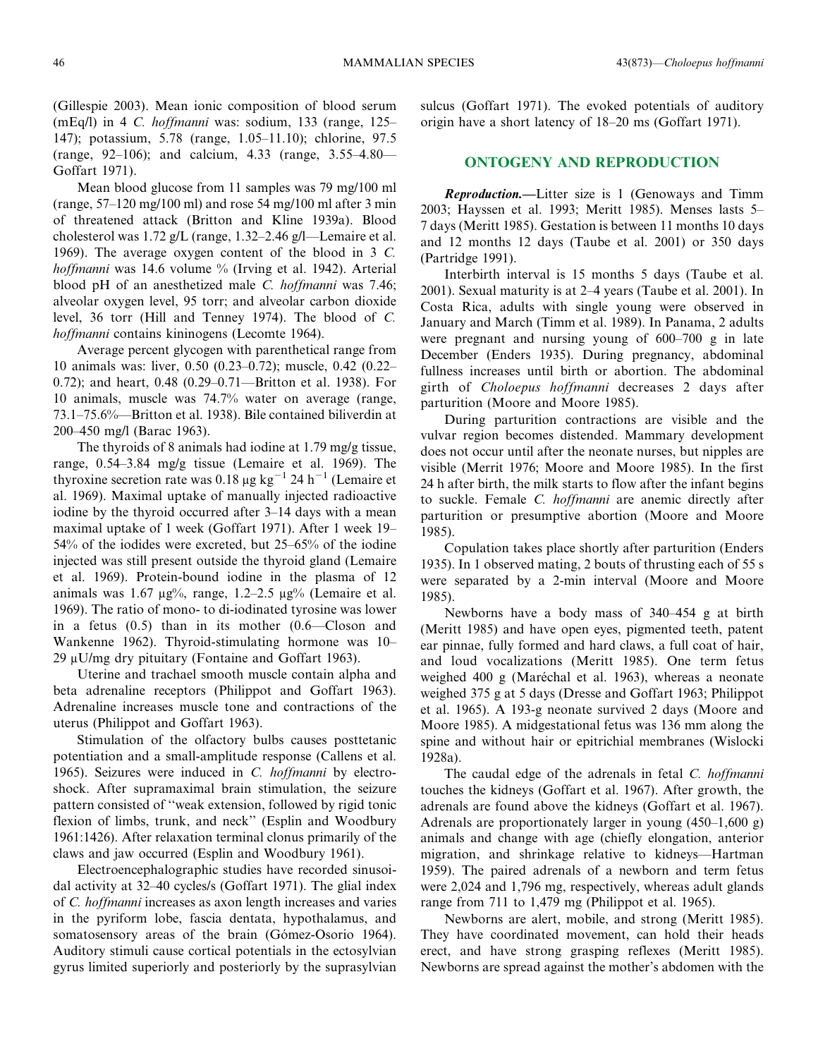(Gillespie 2003). Mean ionic composition of blood serum (mEq/l) in 4 *C. hoffmanni* was: sodium, 133 (range, 125–147); potassium, 5.78 (range, 1.05–11.10); chlorine, 97.5 (range, 92–106); and calcium, 4.33 (range, 3.55–4.80—Goffart 1971).

Mean blood glucose from 11 samples was 79 mg/100 ml (range, 57–120 mg/100 ml) and rose 54 mg/100 ml after 3 min of threatened attack (Britton and Kline 1939a). Blood cholesterol was 1.72 g/L (range, 1.32–2.46 g/l—Lemaire et al. 1969). The average oxygen content of the blood in 3 *C. hoffmanni* was 14.6 volume % (Irving et al. 1942). Arterial blood pH of an anesthetized male *C. hoffmanni* was 7.46; alveolar oxygen level, 95 torr; and alveolar carbon dioxide level, 36 torr (Hill and Tenney 1974). The blood of *C. hoffmanni* contains kininogens (Lecomte 1964).

Average percent glycogen with parenthetical range from 10 animals was: liver, 0.50 (0.23–0.72); muscle, 0.42 (0.22–0.72); and heart, 0.48 (0.29–0.71—Britton et al. 1938). For 10 animals, muscle was 74.7% water on average (range, 73.1–75.6%—Britton et al. 1938). Bile contained biliverdin at 200–450 mg/l (Barac 1963).

The thyroids of 8 animals had iodine at 1.79 mg/g tissue, range, 0.54–3.84 mg/g tissue (Lemaire et al. 1969). The thyroxine secretion rate was 0.18 $\mu$g kg$^{-1}$ 24 h$^{-1}$ (Lemaire et al. 1969). Maximal uptake of manually injected radioactive iodine by the thyroid occurred after 3–14 days with a mean maximal uptake of 1 week (Goffart 1971). After 1 week 19–54% of the iodides were excreted, but 25–65% of the iodine injected was still present outside the thyroid gland (Lemaire et al. 1969). Protein-bound iodine in the plasma of 12 animals was 1.67 $\mu$g%, range, 1.2–2.5 $\mu$g% (Lemaire et al. 1969). The ratio of mono- to di-iodinated tyrosine was lower in a fetus (0.5) than in its mother (0.6—Closon and Wankenne 1962). Thyroid-stimulating hormone was 10–29 $\mu$U/mg dry pituitary (Fontaine and Goffart 1963).

Uterine and tracheal smooth muscle contain alpha and beta adrenaline receptors (Philippot and Goffart 1963). Adrenaline increases muscle tone and contractions of the uterus (Philippot and Goffart 1963).

Stimulation of the olfactory bulbs causes posttetanic potentiation and a small-amplitude response (Callens et al. 1965). Seizures were induced in *C. hoffmanni* by electroshock. After supramaximal brain stimulation, the seizure pattern consisted of ''weak extension, followed by rigid tonic flexion of limbs, trunk, and neck'' (Esplin and Woodbury 1961:1426). After relaxation terminal clonus primarily of the claws and jaw occurred (Esplin and Woodbury 1961).

Electroencephalographic studies have recorded sinusoidal activity at 32–40 cycles/s (Goffart 1971). The glial index of *C. hoffmanni* increases as axon length increases and varies in the pyriform lobe, fascia dentata, hypothalamus, and somatosensory areas of the brain (Gómez-Osorio 1964). Auditory stimuli cause cortical potentials in the ectosylvian gyrus limited superiorly and posteriorly by the suprasylvian sulcus (Goffart 1971). The evoked potentials of auditory origin have a short latency of 18–20 ms (Goffart 1971).

## ONTOGENY AND REPRODUCTION

***Reproduction.***—Litter size is 1 (Genoways and Timm 2003; Hayssen et al. 1993; Meritt 1985). Menses lasts 5–7 days (Meritt 1985). Gestation is between 11 months 10 days and 12 months 12 days (Taube et al. 2001) or 350 days (Partridge 1991).

Interbirth interval is 15 months 5 days (Taube et al. 2001). Sexual maturity is at 2–4 years (Taube et al. 2001). In Costa Rica, adults with single young were observed in January and March (Timm et al. 1989). In Panama, 2 adults were pregnant and nursing young of 600–700 g in late December (Enders 1935). During pregnancy, abdominal fullness increases until birth or abortion. The abdominal girth of *Choloepus hoffmanni* decreases 2 days after parturition (Moore and Moore 1985).

During parturition contractions are visible and the vulvar region becomes distended. Mammary development does not occur until after the neonate nurses, but nipples are visible (Merrit 1976; Moore and Moore 1985). In the first 24 h after birth, the milk starts to flow after the infant begins to suckle. Female *C. hoffmanni* are anemic directly after parturition or presumptive abortion (Moore and Moore 1985).

Copulation takes place shortly after parturition (Enders 1935). In 1 observed mating, 2 bouts of thrusting each of 55 s were separated by a 2-min interval (Moore and Moore 1985).

Newborns have a body mass of 340–454 g at birth (Meritt 1985) and have open eyes, pigmented teeth, patent ear pinnae, fully formed and hard claws, a full coat of hair, and loud vocalizations (Meritt 1985). One term fetus weighed 400 g (Maréchal et al. 1963), whereas a neonate weighed 375 g at 5 days (Dresse and Goffart 1963; Philippot et al. 1965). A 193-g neonate survived 2 days (Moore and Moore 1985). A midgestational fetus was 136 mm along the spine and without hair or epitrichial membranes (Wislocki 1928a).

The caudal edge of the adrenals in fetal *C. hoffmanni* touches the kidneys (Goffart et al. 1967). After growth, the adrenals are found above the kidneys (Goffart et al. 1967). Adrenals are proportionately larger in young (450–1,600 g) animals and change with age (chiefly elongation, anterior migration, and shrinkage relative to kidneys—Hartman 1959). The paired adrenals of a newborn and term fetus were 2,024 and 1,796 mg, respectively, whereas adult glands range from 711 to 1,479 mg (Philippot et al. 1965).

Newborns are alert, mobile, and strong (Meritt 1985). They have coordinated movement, can hold their heads erect, and have strong grasping reflexes (Meritt 1985). Newborns are spread against the mother's abdomen with the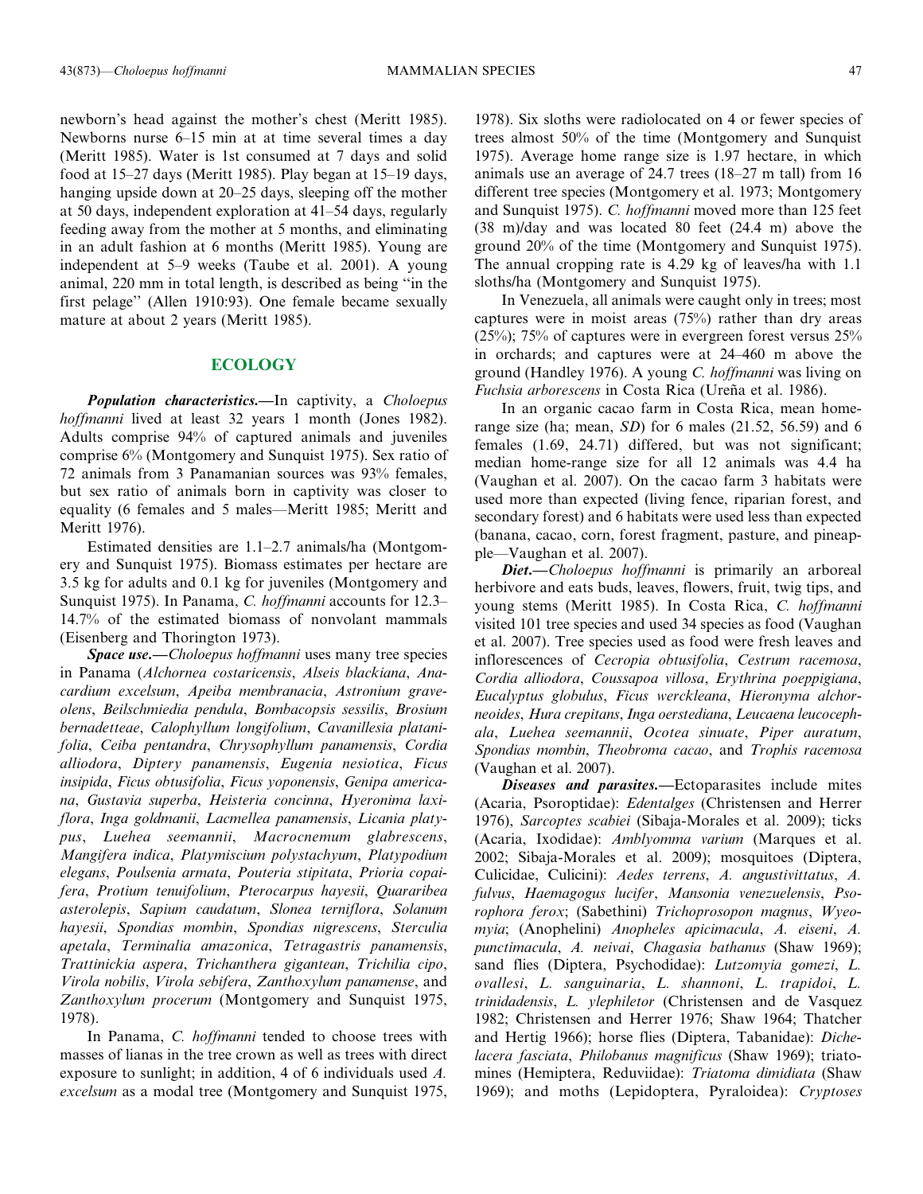newborn's head against the mother's chest (Meritt 1985). Newborns nurse 6–15 min at at time several times a day (Meritt 1985). Water is 1st consumed at 7 days and solid food at 15–27 days (Meritt 1985). Play began at 15–19 days, hanging upside down at 20–25 days, sleeping off the mother at 50 days, independent exploration at 41–54 days, regularly feeding away from the mother at 5 months, and eliminating in an adult fashion at 6 months (Meritt 1985). Young are independent at 5–9 weeks (Taube et al. 2001). A young animal, 220 mm in total length, is described as being ''in the first pelage'' (Allen 1910:93). One female became sexually mature at about 2 years (Meritt 1985).

## ECOLOGY

***Population characteristics.***—In captivity, a *Choloepus hoffmanni* lived at least 32 years 1 month (Jones 1982). Adults comprise 94% of captured animals and juveniles comprise 6% (Montgomery and Sunquist 1975). Sex ratio of 72 animals from 3 Panamanian sources was 93% females, but sex ratio of animals born in captivity was closer to equality (6 females and 5 males—Meritt 1985; Meritt and Meritt 1976).

Estimated densities are 1.1–2.7 animals/ha (Montgomery and Sunquist 1975). Biomass estimates per hectare are 3.5 kg for adults and 0.1 kg for juveniles (Montgomery and Sunquist 1975). In Panama, *C. hoffmanni* accounts for 12.3–14.7% of the estimated biomass of nonvolant mammals (Eisenberg and Thorington 1973).

***Space use.***—*Choloepus hoffmanni* uses many tree species in Panama (*Alchornea costaricensis*, *Alseis blackiana*, *Anacardium excelsum*, *Apeiba membranacia*, *Astronium graveolens*, *Beilschmiedia pendula*, *Bombacopsis sessilis*, *Brosium bernadetteae*, *Calophyllum longifolium*, *Cavanillesia platanifolia*, *Ceiba pentandra*, *Chrysophyllum panamensis*, *Cordia alliodora*, *Diptery panamensis*, *Eugenia nesiotica*, *Ficus insipida*, *Ficus obtusifolia*, *Ficus yoponensis*, *Genipa americana*, *Gustavia superba*, *Heisteria concinna*, *Hyeronima laxiflora*, *Inga goldmanii*, *Lacmellea panamensis*, *Licania platypus*, *Luehea seemannii*, *Macrocnemum glabrescens*, *Mangifera indica*, *Platymiscium polystachyum*, *Platypodium elegans*, *Poulsenia armata*, *Pouteria stipitata*, *Prioria copaifera*, *Protium tenuifolium*, *Pterocarpus hayesii*, *Quararibea asterolepis*, *Sapium caudatum*, *Slonea terniflora*, *Solanum hayesii*, *Spondias mombin*, *Spondias nigrescens*, *Sterculia apetala*, *Terminalia amazonica*, *Tetragastris panamensis*, *Trattinickia aspera*, *Trichanthera gigantean*, *Trichilia cipo*, *Virola nobilis*, *Virola sebifera*, *Zanthoxylum panamense*, and *Zanthoxylum procerum* (Montgomery and Sunquist 1975, 1978).

In Panama, *C. hoffmanni* tended to choose trees with masses of lianas in the tree crown as well as trees with direct exposure to sunlight; in addition, 4 of 6 individuals used *A. excelsum* as a modal tree (Montgomery and Sunquist 1975, 1978). Six sloths were radiolocated on 4 or fewer species of trees almost 50% of the time (Montgomery and Sunquist 1975). Average home range size is 1.97 hectare, in which animals use an average of 24.7 trees (18–27 m tall) from 16 different tree species (Montgomery et al. 1973; Montgomery and Sunquist 1975). *C. hoffmanni* moved more than 125 feet (38 m)/day and was located 80 feet (24.4 m) above the ground 20% of the time (Montgomery and Sunquist 1975). The annual cropping rate is 4.29 kg of leaves/ha with 1.1 sloths/ha (Montgomery and Sunquist 1975).

In Venezuela, all animals were caught only in trees; most captures were in moist areas (75%) rather than dry areas (25%); 75% of captures were in evergreen forest versus 25% in orchards; and captures were at 24–460 m above the ground (Handley 1976). A young *C. hoffmanni* was living on *Fuchsia arborescens* in Costa Rica (Ureña et al. 1986).

In an organic cacao farm in Costa Rica, mean home-range size (ha; mean, *SD*) for 6 males (21.52, 56.59) and 6 females (1.69, 24.71) differed, but was not significant; median home-range size for all 12 animals was 4.4 ha (Vaughan et al. 2007). On the cacao farm 3 habitats were used more than expected (living fence, riparian forest, and secondary forest) and 6 habitats were used less than expected (banana, cacao, corn, forest fragment, pasture, and pineapple—Vaughan et al. 2007).

***Diet.***—*Choloepus hoffmanni* is primarily an arboreal herbivore and eats buds, leaves, flowers, fruit, twig tips, and young stems (Meritt 1985). In Costa Rica, *C. hoffmanni* visited 101 tree species and used 34 species as food (Vaughan et al. 2007). Tree species used as food were fresh leaves and inflorescences of *Cecropia obtusifolia*, *Cestrum racemosa*, *Cordia alliodora*, *Coussapoa villosa*, *Erythrina poeppigiana*, *Eucalyptus globulus*, *Ficus werckleana*, *Hieronyma alchorneoides*, *Hura crepitans*, *Inga oerstediana*, *Leucaena leucocephala*, *Luehea seemannii*, *Ocotea sinuate*, *Piper auratum*, *Spondias mombin*, *Theobroma cacao*, and *Trophis racemosa* (Vaughan et al. 2007).

***Diseases and parasites.***—Ectoparasites include mites (Acaria, Psoroptidae): *Edentalges* (Christensen and Herrer 1976), *Sarcoptes scabiei* (Sibaja-Morales et al. 2009); ticks (Acaria, Ixodidae): *Amblyomma varium* (Marques et al. 2002; Sibaja-Morales et al. 2009); mosquitoes (Diptera, Culicidae, Culicini): *Aedes terrens*, *A. angustivittatus*, *A. fulvus*, *Haemagogus lucifer*, *Mansonia venezuelensis*, *Psorophora ferox*; (Sabethini) *Trichoprosopon magnus*, *Wyeomyia*; (Anophelini) *Anopheles apicimacula*, *A. eiseni*, *A. punctimacula*, *A. neivai*, *Chagasia bathanus* (Shaw 1969); sand flies (Diptera, Psychodidae): *Lutzomyia gomezi*, *L. ovallesi*, *L. sanguinaria*, *L. shannoni*, *L. trapidoi*, *L. trinidadensis*, *L. ylephiletor* (Christensen and de Vasquez 1982; Christensen and Herrer 1976; Shaw 1964; Thatcher and Hertig 1966); horse flies (Diptera, Tabanidae): *Dichelacera fasciata*, *Philobanus magnificus* (Shaw 1969); triatomines (Hemiptera, Reduviidae): *Triatoma dimidiata* (Shaw 1969); and moths (Lepidoptera, Pyraloidea): *Cryptoses*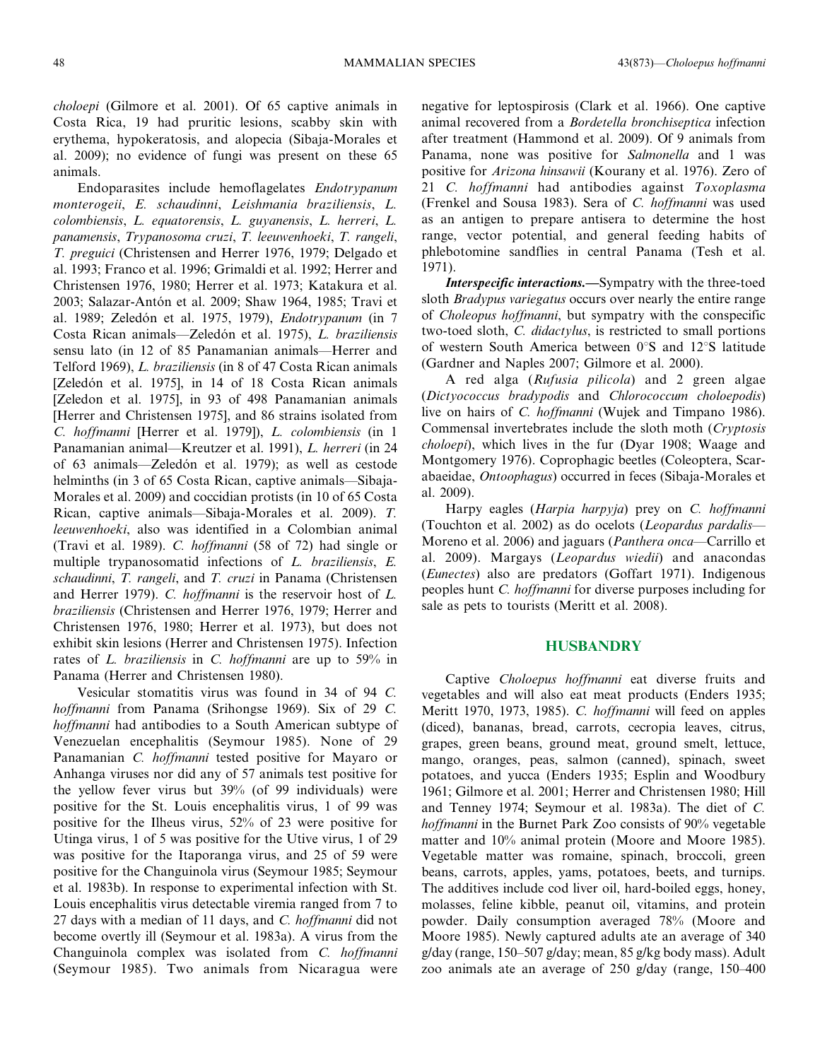*choloepi* (Gilmore et al. 2001). Of 65 captive animals in Costa Rica, 19 had pruritic lesions, scabby skin with erythema, hypokeratosis, and alopecia (Sibaja-Morales et al. 2009); no evidence of fungi was present on these 65 animals.

Endoparasites include hemoflagelates *Endotrypanum monterogeii*, *E. schaudinni*, *Leishmania braziliensis*, *L. colombiensis*, *L. equatorensis*, *L. guyanensis*, *L. herreri*, *L. panamensis*, *Trypanosoma cruzi*, *T. leeuwenhoeki*, *T. rangeli*, *T. preguici* (Christensen and Herrer 1976, 1979; Delgado et al. 1993; Franco et al. 1996; Grimaldi et al. 1992; Herrer and Christensen 1976, 1980; Herrer et al. 1973; Katakura et al. 2003; Salazar-Antón et al. 2009; Shaw 1964, 1985; Travi et al. 1989; Zeledón et al. 1975, 1979), *Endotrypanum* (in 7 Costa Rican animals—Zeledón et al. 1975), *L. braziliensis* sensu lato (in 12 of 85 Panamanian animals—Herrer and Telford 1969), *L. braziliensis* (in 8 of 47 Costa Rican animals [Zeledón et al. 1975], in 14 of 18 Costa Rican animals [Zeledon et al. 1975], in 93 of 498 Panamanian animals [Herrer and Christensen 1975], and 86 strains isolated from *C. hoffmanni* [Herrer et al. 1979]), *L. colombiensis* (in 1 Panamanian animal—Kreutzer et al. 1991), *L. herreri* (in 24 of 63 animals—Zeledón et al. 1979); as well as cestode helminths (in 3 of 65 Costa Rican, captive animals—Sibaja-Morales et al. 2009) and coccidian protists (in 10 of 65 Costa Rican, captive animals—Sibaja-Morales et al. 2009). *T. leeuwenhoeki*, also was identified in a Colombian animal (Travi et al. 1989). *C. hoffmanni* (58 of 72) had single or multiple trypanosomatid infections of *L. braziliensis*, *E. schaudinni*, *T. rangeli*, and *T. cruzi* in Panama (Christensen and Herrer 1979). *C. hoffmanni* is the reservoir host of *L. braziliensis* (Christensen and Herrer 1976, 1979; Herrer and Christensen 1976, 1980; Herrer et al. 1973), but does not exhibit skin lesions (Herrer and Christensen 1975). Infection rates of *L. braziliensis* in *C. hoffmanni* are up to 59% in Panama (Herrer and Christensen 1980).

Vesicular stomatitis virus was found in 34 of 94 *C. hoffmanni* from Panama (Srihongse 1969). Six of 29 *C. hoffmanni* had antibodies to a South American subtype of Venezuelan encephalitis (Seymour 1985). None of 29 Panamanian *C. hoffmanni* tested positive for Mayaro or Anhanga viruses nor did any of 57 animals test positive for the yellow fever virus but 39% (of 99 individuals) were positive for the St. Louis encephalitis virus, 1 of 99 was positive for the Ilheus virus, 52% of 23 were positive for Utinga virus, 1 of 5 was positive for the Utive virus, 1 of 29 was positive for the Itaporanga virus, and 25 of 59 were positive for the Changuinola virus (Seymour 1985; Seymour et al. 1983b). In response to experimental infection with St. Louis encephalitis virus detectable viremia ranged from 7 to 27 days with a median of 11 days, and *C. hoffmanni* did not become overtly ill (Seymour et al. 1983a). A virus from the Changuinola complex was isolated from *C. hoffmanni* (Seymour 1985). Two animals from Nicaragua were negative for leptospirosis (Clark et al. 1966). One captive animal recovered from a *Bordetella bronchiseptica* infection after treatment (Hammond et al. 2009). Of 9 animals from Panama, none was positive for *Salmonella* and 1 was positive for *Arizona hinsawii* (Kourany et al. 1976). Zero of 21 *C. hoffmanni* had antibodies against *Toxoplasma* (Frenkel and Sousa 1983). Sera of *C. hoffmanni* was used as an antigen to prepare antisera to determine the host range, vector potential, and general feeding habits of phlebotomine sandflies in central Panama (Tesh et al. 1971).

***Interspecific interactions.***—Sympatry with the three-toed sloth *Bradypus variegatus* occurs over nearly the entire range of *Choloepus hoffmanni*, but sympatry with the conspecific two-toed sloth, *C. didactylus*, is restricted to small portions of western South America between 0°S and 12°S latitude (Gardner and Naples 2007; Gilmore et al. 2000).

A red alga (*Rufusia pilicola*) and 2 green algae (*Dictyococcus bradypodis* and *Chlorococcum choloepodis*) live on hairs of *C. hoffmanni* (Wujek and Timpano 1986). Commensal invertebrates include the sloth moth (*Cryptosis choloepi*), which lives in the fur (Dyar 1908; Waage and Montgomery 1976). Coprophagic beetles (Coleoptera, Scarabaeidae, *Ontoophagus*) occurred in feces (Sibaja-Morales et al. 2009).

Harpy eagles (*Harpia harpyja*) prey on *C. hoffmanni* (Touchton et al. 2002) as do ocelots (*Leopardus pardalis*—Moreno et al. 2006) and jaguars (*Panthera onca*—Carrillo et al. 2009). Margays (*Leopardus wiedii*) and anacondas (*Eunectes*) also are predators (Goffart 1971). Indigenous peoples hunt *C. hoffmanni* for diverse purposes including for sale as pets to tourists (Meritt et al. 2008).

## HUSBANDRY

Captive *Choloepus hoffmanni* eat diverse fruits and vegetables and will also eat meat products (Enders 1935; Meritt 1970, 1973, 1985). *C. hoffmanni* will feed on apples (diced), bananas, bread, carrots, cecropia leaves, citrus, grapes, green beans, ground meat, ground smelt, lettuce, mango, oranges, peas, salmon (canned), spinach, sweet potatoes, and yucca (Enders 1935; Esplin and Woodbury 1961; Gilmore et al. 2001; Herrer and Christensen 1980; Hill and Tenney 1974; Seymour et al. 1983a). The diet of *C. hoffmanni* in the Burnet Park Zoo consists of 90% vegetable matter and 10% animal protein (Moore and Moore 1985). Vegetable matter was romaine, spinach, broccoli, green beans, carrots, apples, yams, potatoes, beets, and turnips. The additives include cod liver oil, hard-boiled eggs, honey, molasses, feline kibble, peanut oil, vitamins, and protein powder. Daily consumption averaged 78% (Moore and Moore 1985). Newly captured adults ate an average of 340 g/day (range, 150–507 g/day; mean, 85 g/kg body mass). Adult zoo animals ate an average of 250 g/day (range, 150–400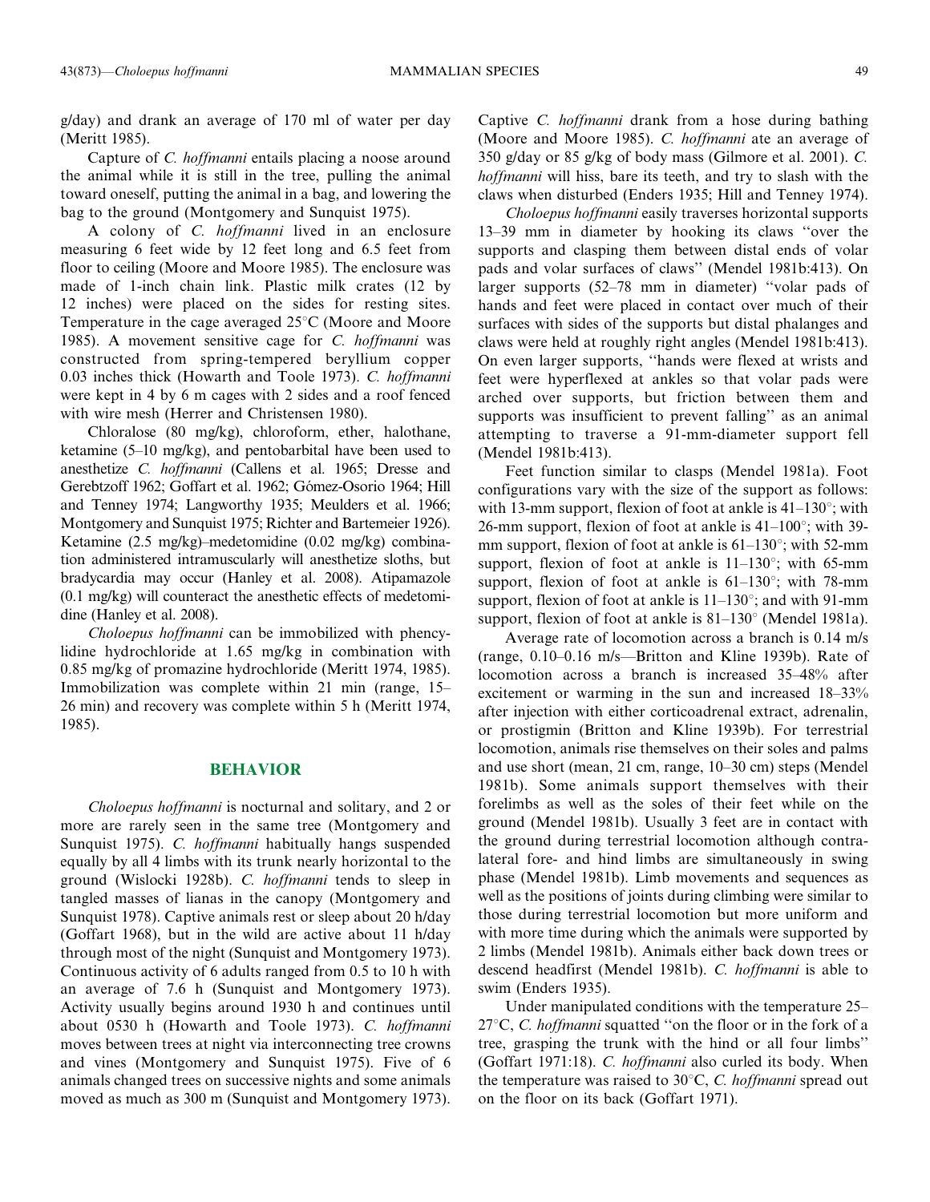g/day) and drank an average of 170 ml of water per day (Meritt 1985).

Capture of *C. hoffmanni* entails placing a noose around the animal while it is still in the tree, pulling the animal toward oneself, putting the animal in a bag, and lowering the bag to the ground (Montgomery and Sunquist 1975).

A colony of *C. hoffmanni* lived in an enclosure measuring 6 feet wide by 12 feet long and 6.5 feet from floor to ceiling (Moore and Moore 1985). The enclosure was made of 1-inch chain link. Plastic milk crates (12 by 12 inches) were placed on the sides for resting sites. Temperature in the cage averaged 25°C (Moore and Moore 1985). A movement sensitive cage for *C. hoffmanni* was constructed from spring-tempered beryllium copper 0.03 inches thick (Howarth and Toole 1973). *C. hoffmanni* were kept in 4 by 6 m cages with 2 sides and a roof fenced with wire mesh (Herrer and Christensen 1980).

Chloralose (80 mg/kg), chloroform, ether, halothane, ketamine (5–10 mg/kg), and pentobarbital have been used to anesthetize *C. hoffmanni* (Callens et al. 1965; Dresse and Gerebtzoff 1962; Goffart et al. 1962; Gómez-Osorio 1964; Hill and Tenney 1974; Langworthy 1935; Meulders et al. 1966; Montgomery and Sunquist 1975; Richter and Bartemeier 1926). Ketamine (2.5 mg/kg)–medetomidine (0.02 mg/kg) combination administered intramuscularly will anesthetize sloths, but bradycardia may occur (Hanley et al. 2008). Atipamazole (0.1 mg/kg) will counteract the anesthetic effects of medetomidine (Hanley et al. 2008).

*Choloepus hoffmanni* can be immobilized with phencylidine hydrochloride at 1.65 mg/kg in combination with 0.85 mg/kg of promazine hydrochloride (Meritt 1974, 1985). Immobilization was complete within 21 min (range, 15–26 min) and recovery was complete within 5 h (Meritt 1974, 1985).

## BEHAVIOR

*Choloepus hoffmanni* is nocturnal and solitary, and 2 or more are rarely seen in the same tree (Montgomery and Sunquist 1975). *C. hoffmanni* habitually hangs suspended equally by all 4 limbs with its trunk nearly horizontal to the ground (Wislocki 1928b). *C. hoffmanni* tends to sleep in tangled masses of lianas in the canopy (Montgomery and Sunquist 1978). Captive animals rest or sleep about 20 h/day (Goffart 1968), but in the wild are active about 11 h/day through most of the night (Sunquist and Montgomery 1973). Continuous activity of 6 adults ranged from 0.5 to 10 h with an average of 7.6 h (Sunquist and Montgomery 1973). Activity usually begins around 1930 h and continues until about 0530 h (Howarth and Toole 1973). *C. hoffmanni* moves between trees at night via interconnecting tree crowns and vines (Montgomery and Sunquist 1975). Five of 6 animals changed trees on successive nights and some animals moved as much as 300 m (Sunquist and Montgomery 1973). Captive *C. hoffmanni* drank from a hose during bathing (Moore and Moore 1985). *C. hoffmanni* ate an average of 350 g/day or 85 g/kg of body mass (Gilmore et al. 2001). *C. hoffmanni* will hiss, bare its teeth, and try to slash with the claws when disturbed (Enders 1935; Hill and Tenney 1974).

*Choloepus hoffmanni* easily traverses horizontal supports 13–39 mm in diameter by hooking its claws "over the supports and clasping them between distal ends of volar pads and volar surfaces of claws" (Mendel 1981b:413). On larger supports (52–78 mm in diameter) "volar pads of hands and feet were placed in contact over much of their surfaces with sides of the supports but distal phalanges and claws were held at roughly right angles (Mendel 1981b:413). On even larger supports, "hands were flexed at wrists and feet were hyperflexed at ankles so that volar pads were arched over supports, but friction between them and supports was insufficient to prevent falling" as an animal attempting to traverse a 91-mm-diameter support fell (Mendel 1981b:413).

Feet function similar to clasps (Mendel 1981a). Foot configurations vary with the size of the support as follows: with 13-mm support, flexion of foot at ankle is 41–130°; with 26-mm support, flexion of foot at ankle is 41–100°; with 39-mm support, flexion of foot at ankle is 61–130°; with 52-mm support, flexion of foot at ankle is 11–130°; with 65-mm support, flexion of foot at ankle is 61–130°; with 78-mm support, flexion of foot at ankle is 11–130°; and with 91-mm support, flexion of foot at ankle is 81–130° (Mendel 1981a).

Average rate of locomotion across a branch is 0.14 m/s (range, 0.10–0.16 m/s—Britton and Kline 1939b). Rate of locomotion across a branch is increased 35–48% after excitement or warming in the sun and increased 18–33% after injection with either corticoadrenal extract, adrenalin, or prostigmin (Britton and Kline 1939b). For terrestrial locomotion, animals rise themselves on their soles and palms and use short (mean, 21 cm, range, 10–30 cm) steps (Mendel 1981b). Some animals support themselves with their forelimbs as well as the soles of their feet while on the ground (Mendel 1981b). Usually 3 feet are in contact with the ground during terrestrial locomotion although contralateral fore- and hind limbs are simultaneously in swing phase (Mendel 1981b). Limb movements and sequences as well as the positions of joints during climbing were similar to those during terrestrial locomotion but more uniform and with more time during which the animals were supported by 2 limbs (Mendel 1981b). Animals either back down trees or descend headfirst (Mendel 1981b). *C. hoffmanni* is able to swim (Enders 1935).

Under manipulated conditions with the temperature 25–27°C, *C. hoffmanni* squatted "on the floor or in the fork of a tree, grasping the trunk with the hind or all four limbs" (Goffart 1971:18). *C. hoffmanni* also curled its body. When the temperature was raised to 30°C, *C. hoffmanni* spread out on the floor on its back (Goffart 1971).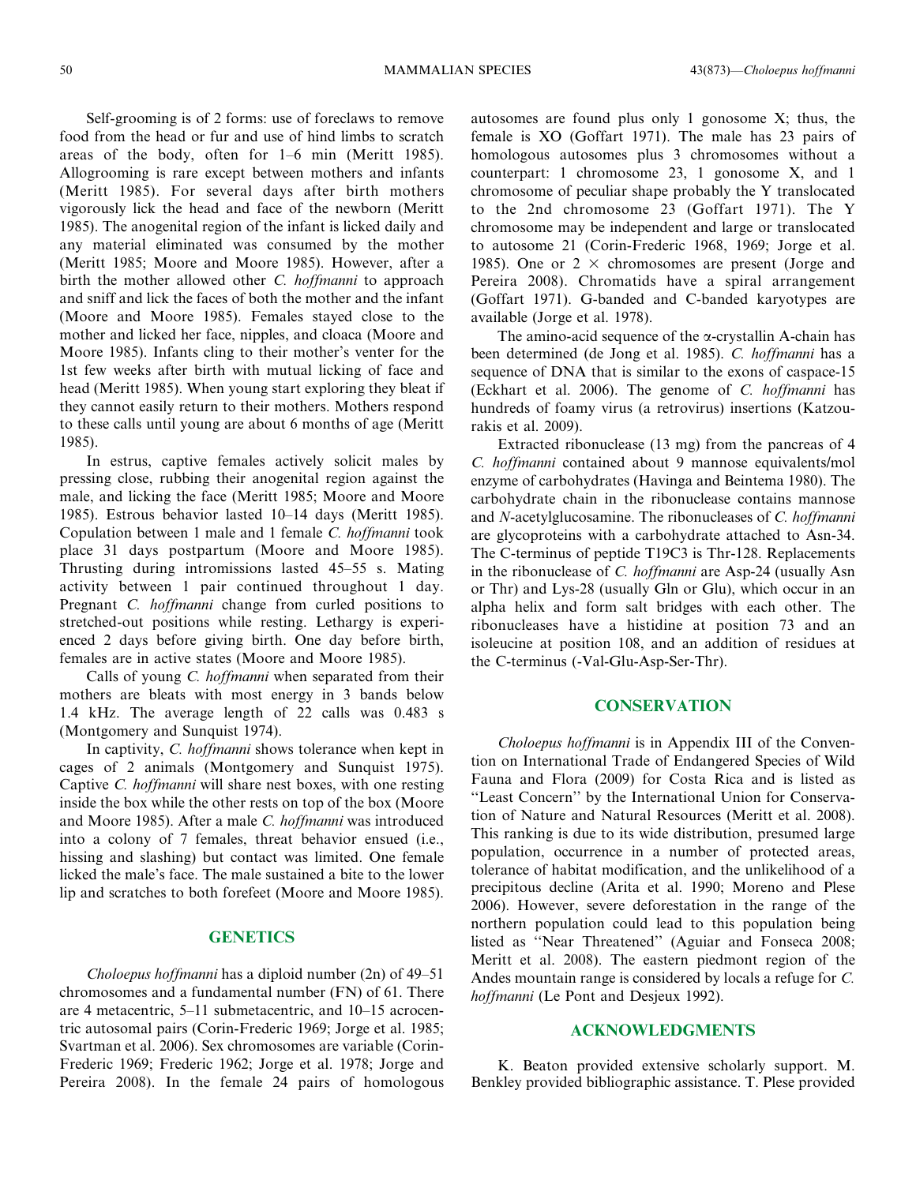Self-grooming is of 2 forms: use of foreclaws to remove food from the head or fur and use of hind limbs to scratch areas of the body, often for 1–6 min (Meritt 1985). Allogrooming is rare except between mothers and infants (Meritt 1985). For several days after birth mothers vigorously lick the head and face of the newborn (Meritt 1985). The anogenital region of the infant is licked daily and any material eliminated was consumed by the mother (Meritt 1985; Moore and Moore 1985). However, after a birth the mother allowed other *C. hoffmanni* to approach and sniff and lick the faces of both the mother and the infant (Moore and Moore 1985). Females stayed close to the mother and licked her face, nipples, and cloaca (Moore and Moore 1985). Infants cling to their mother's venter for the 1st few weeks after birth with mutual licking of face and head (Meritt 1985). When young start exploring they bleat if they cannot easily return to their mothers. Mothers respond to these calls until young are about 6 months of age (Meritt 1985).

In estrus, captive females actively solicit males by pressing close, rubbing their anogenital region against the male, and licking the face (Meritt 1985; Moore and Moore 1985). Estrous behavior lasted 10–14 days (Meritt 1985). Copulation between 1 male and 1 female *C. hoffmanni* took place 31 days postpartum (Moore and Moore 1985). Thrusting during intromissions lasted 45–55 s. Mating activity between 1 pair continued throughout 1 day. Pregnant *C. hoffmanni* change from curled positions to stretched-out positions while resting. Lethargy is experienced 2 days before giving birth. One day before birth, females are in active states (Moore and Moore 1985).

Calls of young *C. hoffmanni* when separated from their mothers are bleats with most energy in 3 bands below 1.4 kHz. The average length of 22 calls was 0.483 s (Montgomery and Sunquist 1974).

In captivity, *C. hoffmanni* shows tolerance when kept in cages of 2 animals (Montgomery and Sunquist 1975). Captive *C. hoffmanni* will share nest boxes, with one resting inside the box while the other rests on top of the box (Moore and Moore 1985). After a male *C. hoffmanni* was introduced into a colony of 7 females, threat behavior ensued (i.e., hissing and slashing) but contact was limited. One female licked the male's face. The male sustained a bite to the lower lip and scratches to both forefeet (Moore and Moore 1985).

## GENETICS

*Choloepus hoffmanni* has a diploid number (2n) of 49–51 chromosomes and a fundamental number (FN) of 61. There are 4 metacentric, 5–11 submetacentric, and 10–15 acrocentric autosomal pairs (Corin-Frederic 1969; Jorge et al. 1985; Svartman et al. 2006). Sex chromosomes are variable (Corin-Frederic 1969; Frederic 1962; Jorge et al. 1978; Jorge and Pereira 2008). In the female 24 pairs of homologous autosomes are found plus only 1 gonosome X; thus, the female is XO (Goffart 1971). The male has 23 pairs of homologous autosomes plus 3 chromosomes without a counterpart: 1 chromosome 23, 1 gonosome X, and 1 chromosome of peculiar shape probably the Y translocated to the 2nd chromosome 23 (Goffart 1971). The Y chromosome may be independent and large or translocated to autosome 21 (Corin-Frederic 1968, 1969; Jorge et al. 1985). One or 2 × chromosomes are present (Jorge and Pereira 2008). Chromatids have a spiral arrangement (Goffart 1971). G-banded and C-banded karyotypes are available (Jorge et al. 1978).

The amino-acid sequence of the α-crystallin A-chain has been determined (de Jong et al. 1985). *C. hoffmanni* has a sequence of DNA that is similar to the exons of caspace-15 (Eckhart et al. 2006). The genome of *C. hoffmanni* has hundreds of foamy virus (a retrovirus) insertions (Katzourakis et al. 2009).

Extracted ribonuclease (13 mg) from the pancreas of 4 *C. hoffmanni* contained about 9 mannose equivalents/mol enzyme of carbohydrates (Havinga and Beintema 1980). The carbohydrate chain in the ribonuclease contains mannose and *N*-acetylglucosamine. The ribonucleases of *C. hoffmanni* are glycoproteins with a carbohydrate attached to Asn-34. The C-terminus of peptide T19C3 is Thr-128. Replacements in the ribonuclease of *C. hoffmanni* are Asp-24 (usually Asn or Thr) and Lys-28 (usually Gln or Glu), which occur in an alpha helix and form salt bridges with each other. The ribonucleases have a histidine at position 73 and an isoleucine at position 108, and an addition of residues at the C-terminus (-Val-Glu-Asp-Ser-Thr).

## CONSERVATION

*Choloepus hoffmanni* is in Appendix III of the Convention on International Trade of Endangered Species of Wild Fauna and Flora (2009) for Costa Rica and is listed as "Least Concern" by the International Union for Conservation of Nature and Natural Resources (Meritt et al. 2008). This ranking is due to its wide distribution, presumed large population, occurrence in a number of protected areas, tolerance of habitat modification, and the unlikelihood of a precipitous decline (Arita et al. 1990; Moreno and Plese 2006). However, severe deforestation in the range of the northern population could lead to this population being listed as "Near Threatened" (Aguiar and Fonseca 2008; Meritt et al. 2008). The eastern piedmont region of the Andes mountain range is considered by locals a refuge for *C. hoffmanni* (Le Pont and Desjeux 1992).

## ACKNOWLEDGMENTS

K. Beaton provided extensive scholarly support. M. Benkley provided bibliographic assistance. T. Plese provided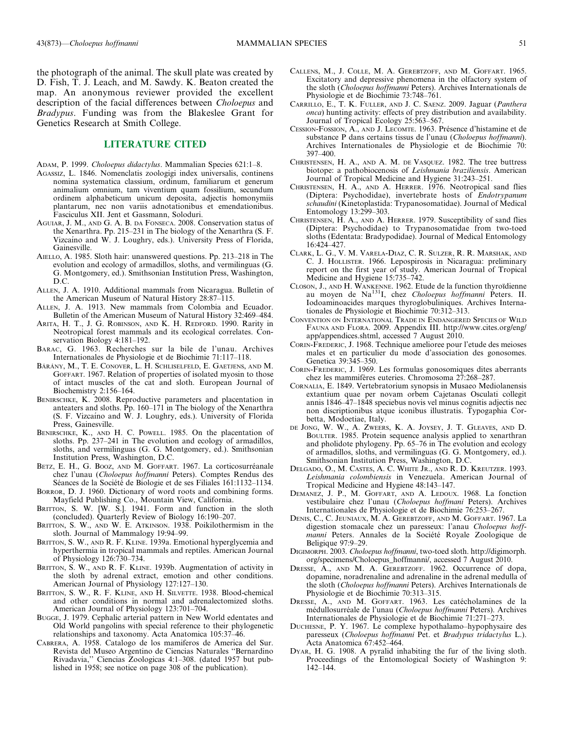the photograph of the animal. The skull plate was created by D. Fish, T. J. Leach, and M. Sawdy. K. Beaton created the map. An anonymous reviewer provided the excellent description of the facial differences between *Choloepus* and *Bradypus*. Funding was from the Blakeslee Grant for Genetics Research at Smith College.

## LITERATURE CITED

Adam, P. 1999. *Choloepus didactylus*. Mammalian Species 621:1–8.

Agassiz, L. 1846. Nomenclatis zoologigi index universalis, continens nomina systematica classium, ordinum, familiarum et generum animalium omnium, tam viventium quam fossilium, secundum ordinem alphabeticum unicum deposita, adjectis homonymiis plantarum, nec non variis adnotationibus et emendationibus. Fasciculus XII. Jent et Gassmann, Soloduri.

Aguiar, J. M., and G. A. B. da Fonseca. 2008. Conservation status of the Xenarthra. Pp. 215–231 in The biology of the Xenarthra (S. F. Vizcaíno and W. J. Loughry, eds.). University Press of Florida, Gainesville.

Aiello, A. 1985. Sloth hair: unanswered questions. Pp. 213–218 in The evolution and ecology of armadillos, sloths, and vermilinguas (G. G. Montgomery, ed.). Smithsonian Institution Press, Washington, D.C.

Allen, J. A. 1910. Additional mammals from Nicaragua. Bulletin of the American Museum of Natural History 28:87–115.

Allen, J. A. 1913. New mammals from Colombia and Ecuador. Bulletin of the American Museum of Natural History 32:469–484.

Arita, H. T., J. G. Robinson, and K. H. Redford. 1990. Rarity in Neotropical forest mammals and its ecological correlates. Conservation Biology 4:181–192.

Barac, G. 1963. Recherches sur la bile de l'unau. Archives Internationales de Physiologie et de Biochimie 71:117–118.

Bárány, M., T. E. Conover, L. H. Schliselfeld, E. Gaetjens, and M. Goffart. 1967. Relation of properties of isolated myosin to those of intact muscles of the cat and sloth. European Journal of Biochemistry 2:156–164.

Benirschke, K. 2008. Reproductive parameters and placentation in anteaters and sloths. Pp. 160–171 in The biology of the Xenarthra (S. F. Vizcaíno and W. J. Loughry, eds.). University of Florida Press, Gainesville.

Benirschke, K., and H. C. Powell. 1985. On the placentation of sloths. Pp. 237–241 in The evolution and ecology of armadillos, sloths, and vermilinguas (G. G. Montgomery, ed.). Smithsonian Institution Press, Washington, D.C.

Betz, E. H., G. Booz, and M. Goffart. 1967. La corticosurréanale chez l'unau (*Choloepus hoffmanni* Peters). Comptes Rendus des Séances de la Société de Biologie et de ses Filiales 161:1132–1134.

Borror, D. J. 1960. Dictionary of word roots and combining forms. Mayfield Publishing Co., Mountain View, California.

Britton, S. W. [W. S.]. 1941. Form and function in the sloth (concluded). Quarterly Review of Biology 16:190–207.

Britton, S. W., and W. E. Atkinson. 1938. Poikilothermism in the sloth. Journal of Mammalogy 19:94–99.

Britton, S. W., and R. F. Kline. 1939a. Emotional hyperglycemia and hyperthermia in tropical mammals and reptiles. American Journal of Physiology 126:730–734.

Britton, S. W., and R. F. Kline. 1939b. Augmentation of activity in the sloth by adrenal extract, emotion and other conditions. American Journal of Physiology 127:127–130.

Britton, S. W., R. F. Kline, and H. Silvette. 1938. Blood-chemical and other conditions in normal and adrenalectomized sloths. American Journal of Physiology 123:701–704.

Bugge, J. 1979. Cephalic arterial pattern in New World edentates and Old World pangolins with special reference to their phylogenetic relationships and taxonomy. Acta Anatomica 105:37–46.

Cabrera, A. 1958. Catalogo de los mamiferos de America del Sur. Revista del Museo Argentino de Ciencias Naturales "Bernardino Rivadavia," Ciencias Zoologicas 4:1–308. (dated 1957 but published in 1958; see notice on page 308 of the publication).

Callens, M., J. Colle, M. A. Gerebtzoff, and M. Goffart. 1965. Excitatory and depressive phenomena in the olfactory system of the sloth (*Choloepus hoffmanni* Peters). Archives Internationals de Physiologie et de Biochimie 73:748–761.

Carrillo, E., T. K. Fuller, and J. C. Saenz. 2009. Jaguar (*Panthera onca*) hunting activity: effects of prey distribution and availability. Journal of Tropical Ecology 25:563–567.

Cession-Fossion, A., and J. Lecomte. 1963. Présence d'histamine et de substance P dans certains tissus de l'unau (*Choloepus hoffmanni*). Archives Internationales de Physiologie et de Biochimie 70: 397–400.

Christensen, H. A., and A. M. de Vasquez. 1982. The tree buttress biotope: a pathobiocenosis of *Leishmania braziliensis*. American Journal of Tropical Medicine and Hygiene 31:243–251.

Christensen, H. A., and A. Herrer. 1976. Neotropical sand flies (Diptera: Psychodidae), invertebrate hosts of *Endotrypanum schaudini* (Kinetoplastida: Trypanosomatidae). Journal of Medical Entomology 13:299–303.

Christensen, H. A., and A. Herrer. 1979. Susceptibility of sand flies (Diptera: Psychodidae) to Trypanosomatidae from two-toed sloths (Edentata: Bradypodidae). Journal of Medical Entomology 16:424–427.

Clark, L. G., V. M. Varela-Diaz, C. R. Sulzer, R. R. Marshak, and C. J. Hollister. 1966. Lepospirosis in Nicaragua: preliminary report on the first year of study. American Journal of Tropical Medicine and Hygiene 15:735–742.

Closon, J., and H. Wankenne. 1962. Etude de la function thyroïdienne au moyen de $Na^{131}I$, chez *Choloepus hoffmanni* Peters. II. Iodoaminoacides marques thyroglobuliniques. Archives Internationales de Physiologie et Biochimie 70:312–313.

Convention on International Trade in Endangered Species of Wild Fauna and Flora. 2009. Appendix III. http://www.cites.org/eng/app/appendices.shtml, accessed 7 August 2010.

Corin-Frederic, J. 1968. Technique amelioree pour l'etude des meioses males et en particulier du mode d'association des gonosomes. Genetica 39:345–350.

Corin-Frederic, J. 1969. Les formulas gonosomiques dites aberrants chez les mammifères euteries. Chromosoma 27:268–287.

Cornalia, E. 1849. Vertebratorium synopsis in Musaeo Mediolanensis extantium quae per novam orbem Cajetanas Osculati collegit annis 1846–47–1848 speciebus novis vel minus cognitis adjectis nec non discriptionibus atque iconibus illustratis. Typogaphia Corbetta, Modoetiae, Italy.

de Jong, W. W., A. Zweers, K. A. Joysey, J. T. Gleaves, and D. Boulter. 1985. Protein sequence analysis applied to xenarthran and pholidote phylogeny. Pp. 65–76 in The evolution and ecology of armadillos, sloths, and vermilinguas (G. G. Montgomery, ed.). Smithsonian Institution Press, Washington, D.C.

Delgado, O., M. Castes, A. C. White Jr., and R. D. Kreutzer. 1993. *Leishmania colombiensis* in Venezuela. American Journal of Tropical Medicine and Hygiene 48:143–147.

Demanez, J. P., M. Goffart, and A. Ledoux. 1968. La fonction vestibulaire chez l'unau (*Choloepus hoffmani* Peters). Archives Internationales de Physiologie et de Biochimie 76:253–267.

Denis, C., C. Jeuniaux, M. A. Gerebtzoff, and M. Goffart. 1967. La digestion stomacale chez un paresseux: l'anau *Choloepus hoffmanni* Peters. Annales de la Société Royale Zoologique de Beligique 97:9–29.

Digimorph. 2003. *Choloepus hoffmanni*, two-toed sloth. http://digimorph.org/specimens/Choloepus_hoffmanni/, accessed 7 August 2010.

Dresse, A., and M. A. Gerebtzoff. 1962. Occurrence of dopa, dopamine, noradrenaline and adrenaline in the adrenal medulla of the sloth (*Choloepus hoffmanni* Peters). Archives Internationals de Physiologie et de Biochimie 70:313–315.

Dresse, A., and M. Goffart. 1963. Les catécholamines de la médullosurréale de l'unau (*Choloepus hoffmanni* Peters). Archives Internationales de Physiologie et de Biochimie 71:271–273.

Duchesne, P. Y. 1967. Le complexe hypothalamo–hypophysaire des paresseux (*Choloepus hoffmanni* Pet. et *Bradypus tridactylus* L.). Acta Anatomica 67:452–464.

Dyar, H. G. 1908. A pyralid inhabiting the fur of the living sloth. Proceedings of the Entomological Society of Washington 9: 142–144.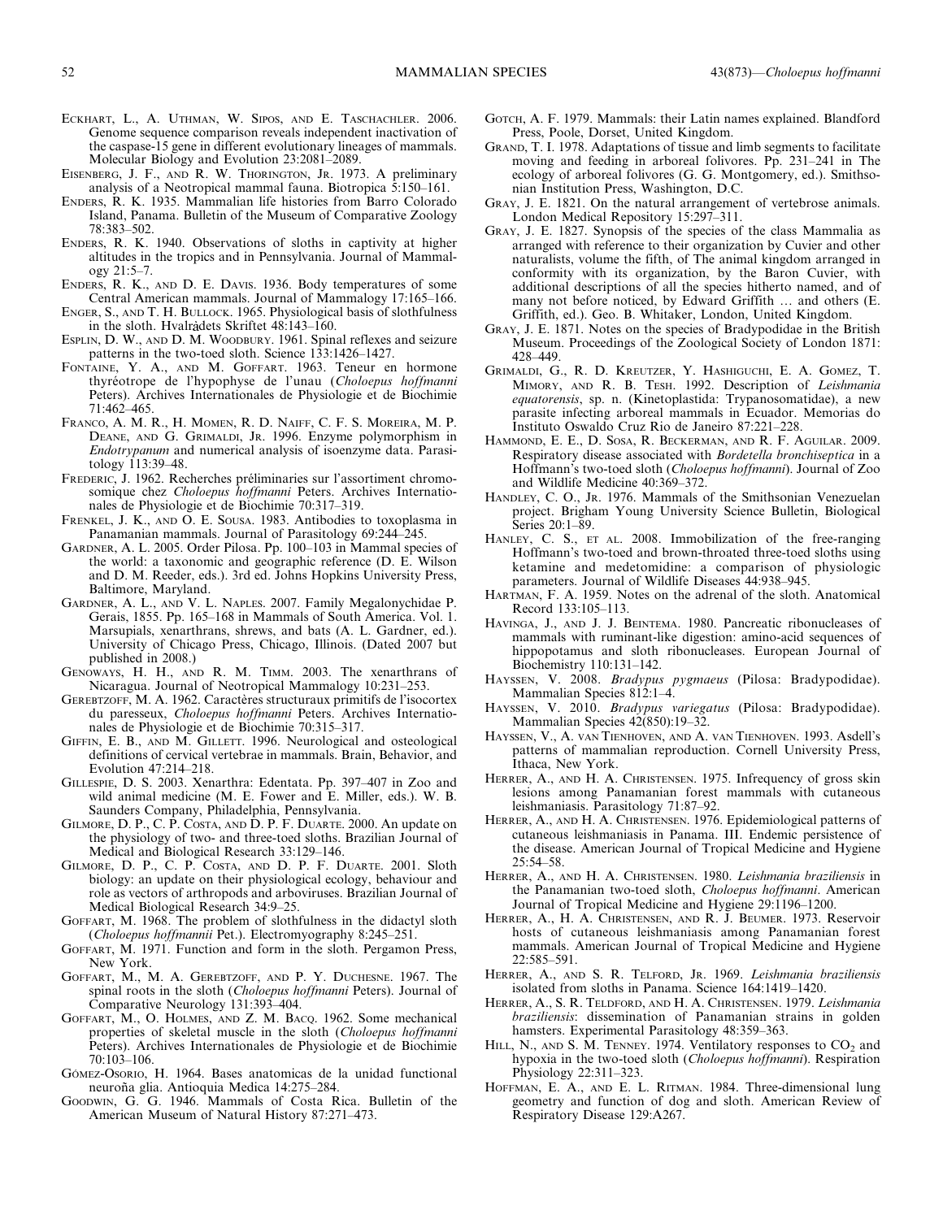Eckhart, L., A. Uthman, W. Sipos, and E. Taschachler. 2006. Genome sequence comparison reveals independent inactivation of the caspase-15 gene in different evolutionary lineages of mammals. Molecular Biology and Evolution 23:2081–2089.

Eisenberg, J. F., and R. W. Thorington, Jr. 1973. A preliminary analysis of a Neotropical mammal fauna. Biotropica 5:150–161.

Enders, R. K. 1935. Mammalian life histories from Barro Colorado Island, Panama. Bulletin of the Museum of Comparative Zoology 78:383–502.

Enders, R. K. 1940. Observations of sloths in captivity at higher altitudes in the tropics and in Pennsylvania. Journal of Mammalogy 21:5–7.

Enders, R. K., and D. E. Davis. 1936. Body temperatures of some Central American mammals. Journal of Mammalogy 17:165–166.

Enger, S., and T. H. Bullock. 1965. Physiological basis of slothfulness in the sloth. Hvalrådets Skriftet 48:143–160.

Esplin, D. W., and D. M. Woodbury. 1961. Spinal reflexes and seizure patterns in the two-toed sloth. Science 133:1426–1427.

Fontaine, Y. A., and M. Goffart. 1963. Teneur en hormone thyréotrope de l'hypophyse de l'unau (*Choloepus hoffmanni* Peters). Archives Internationales de Physiologie et de Biochimie 71:462–465.

Franco, A. M. R., H. Momen, R. D. Naiff, C. F. S. Moreira, M. P. Deane, and G. Grimaldi, Jr. 1996. Enzyme polymorphism in *Endotrypanum* and numerical analysis of isoenzyme data. Parasitology 113:39–48.

Frederic, J. 1962. Recherches préliminaries sur l'assortiment chromosomique chez *Choloepus hoffmanni* Peters. Archives Internationales de Physiologie et de Biochimie 70:317–319.

Frenkel, J. K., and O. E. Sousa. 1983. Antibodies to toxoplasma in Panamanian mammals. Journal of Parasitology 69:244–245.

Gardner, A. L. 2005. Order Pilosa. Pp. 100–103 in Mammal species of the world: a taxonomic and geographic reference (D. E. Wilson and D. M. Reeder, eds.). 3rd ed. Johns Hopkins University Press, Baltimore, Maryland.

Gardner, A. L., and V. L. Naples. 2007. Family Megalonychidae P. Gerais, 1855. Pp. 165–168 in Mammals of South America. Vol. 1. Marsupials, xenarthrans, shrews, and bats (A. L. Gardner, ed.). University of Chicago Press, Chicago, Illinois. (Dated 2007 but published in 2008.)

Genoways, H. H., and R. M. Timm. 2003. The xenarthrans of Nicaragua. Journal of Neotropical Mammalogy 10:231–253.

Gerebtzoff, M. A. 1962. Caractères structuraux primitifs de l'isocortex du paresseux, *Choloepus hoffmanni* Peters. Archives Internationales de Physiologie et de Biochimie 70:315–317.

Giffin, E. B., and M. Gillett. 1996. Neurological and osteological definitions of cervical vertebrae in mammals. Brain, Behavior, and Evolution 47:214–218.

Gillespie, D. S. 2003. Xenarthra: Edentata. Pp. 397–407 in Zoo and wild animal medicine (M. E. Fower and E. Miller, eds.). W. B. Saunders Company, Philadelphia, Pennsylvania.

Gilmore, D. P., C. P. Costa, and D. P. F. Duarte. 2000. An update on the physiology of two- and three-toed sloths. Brazilian Journal of Medical and Biological Research 33:129–146.

Gilmore, D. P., C. P. Costa, and D. P. F. Duarte. 2001. Sloth biology: an update on their physiological ecology, behaviour and role as vectors of arthropods and arboviruses. Brazilian Journal of Medical Biological Research 34:9–25.

Goffart, M. 1968. The problem of slothfulness in the didactyl sloth (*Choloepus hoffmannii* Pet.). Electromyography 8:245–251.

Goffart, M. 1971. Function and form in the sloth. Pergamon Press, New York.

Goffart, M., M. A. Gerebtzoff, and P. Y. Duchesne. 1967. The spinal roots in the sloth (*Choloepus hoffmanni* Peters). Journal of Comparative Neurology 131:393–404.

Goffart, M., O. Holmes, and Z. M. Bacq. 1962. Some mechanical properties of skeletal muscle in the sloth (*Choloepus hoffmanni* Peters). Archives Internationales de Physiologie et de Biochimie 70:103–106.

Gómez-Osorio, H. 1964. Bases anatomicas de la unidad functional neuroña glia. Antioquia Medica 14:275–284.

Goodwin, G. G. 1946. Mammals of Costa Rica. Bulletin of the American Museum of Natural History 87:271–473.

Gotch, A. F. 1979. Mammals: their Latin names explained. Blandford Press, Poole, Dorset, United Kingdom.

Grand, T. I. 1978. Adaptations of tissue and limb segments to facilitate moving and feeding in arboreal folivores. Pp. 231–241 in The ecology of arboreal folivores (G. G. Montgomery, ed.). Smithsonian Institution Press, Washington, D.C.

Gray, J. E. 1821. On the natural arrangement of vertebrose animals. London Medical Repository 15:297–311.

Gray, J. E. 1827. Synopsis of the species of the class Mammalia as arranged with reference to their organization by Cuvier and other naturalists, volume the fifth, of The animal kingdom arranged in conformity with its organization, by the Baron Cuvier, with additional descriptions of all the species hitherto named, and of many not before noticed, by Edward Griffith … and others (E. Griffith, ed.). Geo. B. Whitaker, London, United Kingdom.

Gray, J. E. 1871. Notes on the species of Bradypodidae in the British Museum. Proceedings of the Zoological Society of London 1871: 428–449.

Grimaldi, G., R. D. Kreutzer, Y. Hashiguchi, E. A. Gomez, T. Mimory, and R. B. Tesh. 1992. Description of *Leishmania equatorensis*, sp. n. (Kinetoplastida: Trypanosomatidae), a new parasite infecting arboreal mammals in Ecuador. Memorias do Instituto Oswaldo Cruz Rio de Janeiro 87:221–228.

Hammond, E. E., D. Sosa, R. Beckerman, and R. F. Aguilar. 2009. Respiratory disease associated with *Bordetella bronchiseptica* in a Hoffmann's two-toed sloth (*Choloepus hoffmanni*). Journal of Zoo and Wildlife Medicine 40:369–372.

Handley, C. O., Jr. 1976. Mammals of the Smithsonian Venezuelan project. Brigham Young University Science Bulletin, Biological Series 20:1–89.

Hanley, C. S., et al. 2008. Immobilization of the free-ranging Hoffmann's two-toed and brown-throated three-toed sloths using ketamine and medetomidine: a comparison of physiologic parameters. Journal of Wildlife Diseases 44:938–945.

Hartman, F. A. 1959. Notes on the adrenal of the sloth. Anatomical Record 133:105–113.

Havinga, J., and J. J. Beintema. 1980. Pancreatic ribonucleases of mammals with ruminant-like digestion: amino-acid sequences of hippopotamus and sloth ribonucleases. European Journal of Biochemistry 110:131–142.

Hayssen, V. 2008. *Bradypus pygmaeus* (Pilosa: Bradypodidae). Mammalian Species 812:1–4.

Hayssen, V. 2010. *Bradypus variegatus* (Pilosa: Bradypodidae). Mammalian Species 42(850):19–32.

Hayssen, V., A. van Tienhoven, and A. van Tienhoven. 1993. Asdell's patterns of mammalian reproduction. Cornell University Press, Ithaca, New York.

Herrer, A., and H. A. Christensen. 1975. Infrequency of gross skin lesions among Panamanian forest mammals with cutaneous leishmaniasis. Parasitology 71:87–92.

Herrer, A., and H. A. Christensen. 1976. Epidemiological patterns of cutaneous leishmaniasis in Panama. III. Endemic persistence of the disease. American Journal of Tropical Medicine and Hygiene 25:54–58.

Herrer, A., and H. A. Christensen. 1980. *Leishmania braziliensis* in the Panamanian two-toed sloth, *Choloepus hoffmanni*. American Journal of Tropical Medicine and Hygiene 29:1196–1200.

Herrer, A., H. A. Christensen, and R. J. Beumer. 1973. Reservoir hosts of cutaneous leishmaniasis among Panamanian forest mammals. American Journal of Tropical Medicine and Hygiene 22:585–591.

Herrer, A., and S. R. Telford, Jr. 1969. *Leishmania braziliensis* isolated from sloths in Panama. Science 164:1419–1420.

Herrer, A., S. R. Teldford, and H. A. Christensen. 1979. *Leishmania braziliensis*: dissemination of Panamanian strains in golden hamsters. Experimental Parasitology 48:359–363.

Hill, N., and S. M. Tenney. 1974. Ventilatory responses to $CO_2$ and hypoxia in the two-toed sloth (*Choloepus hoffmanni*). Respiration Physiology 22:311–323.

Hoffman, E. A., and E. L. Ritman. 1984. Three-dimensional lung geometry and function of dog and sloth. American Review of Respiratory Disease 129:A267.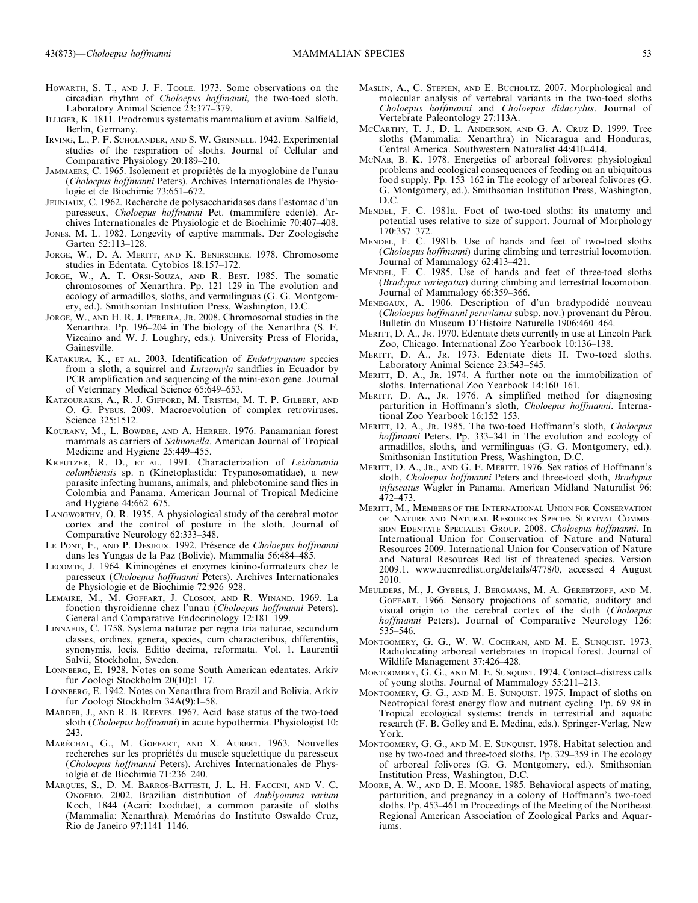Howarth, S. T., and J. F. Toole. 1973. Some observations on the circadian rhythm of *Choloepus hoffmanni*, the two-toed sloth. Laboratory Animal Science 23:377–379.

Illiger, K. 1811. Prodromus systematis mammalium et avium. Salfield, Berlin, Germany.

Irving, L., P. F. Scholander, and S. W. Grinnell. 1942. Experimental studies of the respiration of sloths. Journal of Cellular and Comparative Physiology 20:189–210.

Jammaers, C. 1965. Isolement et propriétés de la myoglobine de l'unau (*Choloepus hoffmanni* Peters). Archives Internationales de Physiologie et de Biochimie 73:651–672.

Jeuniaux, C. 1962. Recherche de polysaccharidases dans l'estomac d'un paresseux, *Choloepus hoffmanni* Pet. (mammifère edenté). Archives Internationales de Physiologie et de Biochimie 70:407–408.

Jones, M. L. 1982. Longevity of captive mammals. Der Zoologische Garten 52:113–128.

Jorge, W., D. A. Meritt, and K. Benirschke. 1978. Chromosome studies in Edentata. Cytobios 18:157–172.

Jorge, W., A. T. Orsi-Souza, and R. Best. 1985. The somatic chromosomes of Xenarthra. Pp. 121–129 in The evolution and ecology of armadillos, sloths, and vermilinguas (G. G. Montgomery, ed.). Smithsonian Institution Press, Washington, D.C.

Jorge, W., and H. R. J. Pereira, Jr. 2008. Chromosomal studies in the Xenarthra. Pp. 196–204 in The biology of the Xenarthra (S. F. Vizcaíno and W. J. Loughry, eds.). University Press of Florida, Gainesville.

Katakura, K., et al. 2003. Identification of *Endotrypanum* species from a sloth, a squirrel and *Lutzomyia* sandflies in Ecuador by PCR amplification and sequencing of the mini-exon gene. Journal of Veterinary Medical Science 65:649–653.

Katzourakis, A., R. J. Gifford, M. Tristem, M. T. P. Gilbert, and O. G. Pybus. 2009. Macroevolution of complex retroviruses. Science 325:1512.

Kourany, M., L. Bowdre, and A. Herrer. 1976. Panamanian forest mammals as carriers of *Salmonella*. American Journal of Tropical Medicine and Hygiene 25:449–455.

Kreutzer, R. D., et al. 1991. Characterization of *Leishmania colombiensis* sp. n (Kinetoplastida: Trypanosomatidae), a new parasite infecting humans, animals, and phlebotomine sand flies in Colombia and Panama. American Journal of Tropical Medicine and Hygiene 44:662–675.

Langworthy, O. R. 1935. A physiological study of the cerebral motor cortex and the control of posture in the sloth. Journal of Comparative Neurology 62:333–348.

Le Pont, F., and P. Desjeux. 1992. Présence de *Choloepus hoffmanni* dans les Yungas de la Paz (Bolivie). Mammalia 56:484–485.

Lecomte, J. 1964. Kininogénes et enzymes kinino-formateurs chez le paresseux (*Choloepus hoffmanni* Peters). Archives Internationales de Physiologie et de Biochimie 72:926–928.

Lemaire, M., M. Goffart, J. Closon, and R. Winand. 1969. La fonction thyroidienne chez l'unau (*Choloepus hoffmanni* Peters). General and Comparative Endocrinology 12:181–199.

Linnaeus, C. 1758. Systema naturae per regna tria naturae, secundum classes, ordines, genera, species, cum characteribus, differentiis, synonymis, locis. Editio decima, reformata. Vol. 1. Laurentii Salvii, Stockholm, Sweden.

Lönnberg, E. 1928. Notes on some South American edentates. Arkiv fur Zoologi Stockholm 20(10):1–17.

Lönnberg, E. 1942. Notes on Xenarthra from Brazil and Bolivia. Arkiv fur Zoologi Stockholm 34A(9):1–58.

Marder, J., and R. B. Reeves. 1967. Acid–base status of the two-toed sloth (*Choloepus hoffmanni*) in acute hypothermia. Physiologist 10: 243.

Maréchal, G., M. Goffart, and X. Aubert. 1963. Nouvelles recherches sur les propriétés du muscle squelettique du paresseux (*Choloepus hoffmanni* Peters). Archives Internationales de Physiolgie et de Biochimie 71:236–240.

Marques, S., D. M. Barros-Battesti, J. L. H. Faccini, and V. C. Onofrio. 2002. Brazilian distribution of *Amblyomma varium* Koch, 1844 (Acari: Ixodidae), a common parasite of sloths (Mammalia: Xenarthra). Memórias do Instituto Oswaldo Cruz, Rio de Janeiro 97:1141–1146.

Maslin, A., C. Stepien, and E. Bucholtz. 2007. Morphological and molecular analysis of vertebral variants in the two-toed sloths *Choloepus hoffmanni* and *Choloepus didactylus*. Journal of Vertebrate Paleontology 27:113A.

McCarthy, T. J., D. L. Anderson, and G. A. Cruz D. 1999. Tree sloths (Mammalia: Xenarthra) in Nicaragua and Honduras, Central America. Southwestern Naturalist 44:410–414.

McNab, B. K. 1978. Energetics of arboreal folivores: physiological problems and ecological consequences of feeding on an ubiquitous food supply. Pp. 153–162 in The ecology of arboreal folivores (G. G. Montgomery, ed.). Smithsonian Institution Press, Washington, D.C.

Mendel, F. C. 1981a. Foot of two-toed sloths: its anatomy and potential uses relative to size of support. Journal of Morphology 170:357–372.

Mendel, F. C. 1981b. Use of hands and feet of two-toed sloths (*Choloepus hoffmanni*) during climbing and terrestrial locomotion. Journal of Mammalogy 62:413–421.

Mendel, F. C. 1985. Use of hands and feet of three-toed sloths (*Bradypus variegatus*) during climbing and terrestrial locomotion. Journal of Mammalogy 66:359–366.

Menegaux, A. 1906. Description of d'un bradypodidé nouveau (*Choloepus hoffmanni peruvianus* subsp. nov.) provenant du Pérou. Bulletin du Museum D'Histoire Naturelle 1906:460–464.

Meritt, D. A., Jr. 1970. Edentate diets currently in use at Lincoln Park Zoo, Chicago. International Zoo Yearbook 10:136–138.

Meritt, D. A., Jr. 1973. Edentate diets II. Two-toed sloths. Laboratory Animal Science 23:543–545.

Meritt, D. A., Jr. 1974. A further note on the immobilization of sloths. International Zoo Yearbook 14:160–161.

Meritt, D. A., Jr. 1976. A simplified method for diagnosing parturition in Hoffmann's sloth, *Choloepus hoffmanni*. International Zoo Yearbook 16:152–153.

Meritt, D. A., Jr. 1985. The two-toed Hoffmann's sloth, *Choloepus hoffmanni* Peters. Pp. 333–341 in The evolution and ecology of armadillos, sloths, and vermilinguas (G. G. Montgomery, ed.). Smithsonian Institution Press, Washington, D.C.

Meritt, D. A., Jr., and G. F. Meritt. 1976. Sex ratios of Hoffmann's sloth, *Choloepus hoffmanni* Peters and three-toed sloth, *Bradypus infuscatus* Wagler in Panama. American Midland Naturalist 96: 472–473.

Meritt, M., Members of the International Union for Conservation of Nature and Natural Resources Species Survival Commission Edentate Specialist Group. 2008. *Choloepus hoffmanni*. In International Union for Conservation of Nature and Natural Resources 2009. International Union for Conservation of Nature and Natural Resources Red list of threatened species. Version 2009.1. www.iucnredlist.org/details/4778/0, accessed 4 August 2010.

Meulders, M., J. Gybels, J. Bergmans, M. A. Gerebtzoff, and M. Goffart. 1966. Sensory projections of somatic, auditory and visual origin to the cerebral cortex of the sloth (*Choloepus hoffmanni* Peters). Journal of Comparative Neurology 126: 535–546.

Montgomery, G. G., W. W. Cochran, and M. E. Sunquist. 1973. Radiolocating arboreal vertebrates in tropical forest. Journal of Wildlife Management 37:426–428.

Montgomery, G. G., and M. E. Sunquist. 1974. Contact–distress calls of young sloths. Journal of Mammalogy 55:211–213.

Montgomery, G. G., and M. E. Sunquist. 1975. Impact of sloths on Neotropical forest energy flow and nutrient cycling. Pp. 69–98 in Tropical ecological systems: trends in terrestrial and aquatic research (F. B. Golley and E. Medina, eds.). Springer-Verlag, New York.

Montgomery, G. G., and M. E. Sunquist. 1978. Habitat selection and use by two-toed and three-toed sloths. Pp. 329–359 in The ecology of arboreal folivores (G. G. Montgomery, ed.). Smithsonian Institution Press, Washington, D.C.

Moore, A. W., and D. E. Moore. 1985. Behavioral aspects of mating, parturition, and pregnancy in a colony of Hoffmann's two-toed sloths. Pp. 453–461 in Proceedings of the Meeting of the Northeast Regional American Association of Zoological Parks and Aquariums.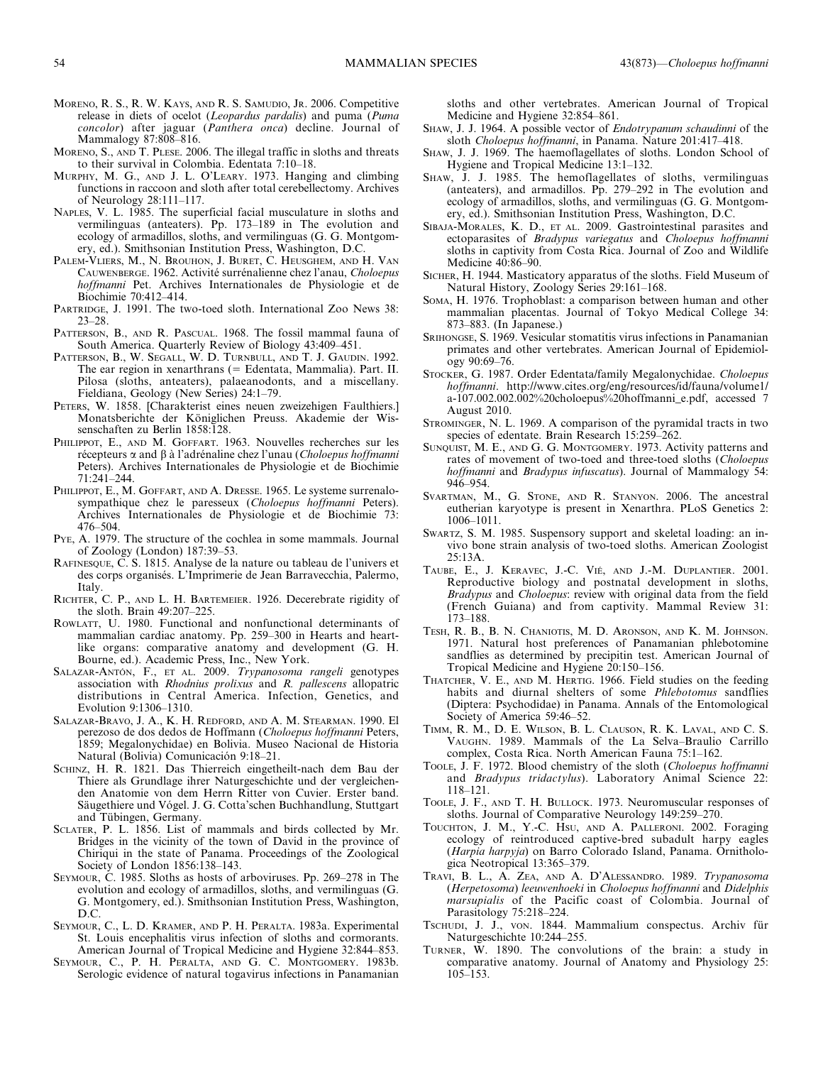Moreno, R. S., R. W. Kays, and R. S. Samudio, Jr. 2006. Competitive release in diets of ocelot (*Leopardus pardalis*) and puma (*Puma concolor*) after jaguar (*Panthera onca*) decline. Journal of Mammalogy 87:808–816.

Moreno, S., and T. Plese. 2006. The illegal traffic in sloths and threats to their survival in Colombia. Edentata 7:10–18.

Murphy, M. G., and J. L. O'Leary. 1973. Hanging and climbing functions in raccoon and sloth after total cerebellectomy. Archives of Neurology 28:111–117.

Naples, V. L. 1985. The superficial facial musculature in sloths and vermilinguas (anteaters). Pp. 173–189 in The evolution and ecology of armadillos, sloths, and vermilinguas (G. G. Montgomery, ed.). Smithsonian Institution Press, Washington, D.C.

Palem-Vliers, M., N. Brouhon, J. Buret, C. Heusghem, and H. Van Cauwenberge. 1962. Activité surrénalienne chez l'anau, *Choloepus hoffmanni* Pet. Archives Internationales de Physiologie et de Biochimie 70:412–414.

Partridge, J. 1991. The two-toed sloth. International Zoo News 38: 23–28.

Patterson, B., and R. Pascual. 1968. The fossil mammal fauna of South America. Quarterly Review of Biology 43:409–451.

Patterson, B., W. Segall, W. D. Turnbull, and T. J. Gaudin. 1992. The ear region in xenarthrans (= Edentata, Mammalia). Part. II. Pilosa (sloths, anteaters), palaeanodonts, and a miscellany. Fieldiana, Geology (New Series) 24:1–79.

Peters, W. 1858. [Charakterist eines neuen zweizehigen Faulthiers.] Monatsberichte der Königlichen Preuss. Akademie der Wissenschaften zu Berlin 1858:128.

Philippot, E., and M. Goffart. 1963. Nouvelles recherches sur les récepteurs α and β à l'adrénaline chez l'unau (*Choloepus hoffmanni* Peters). Archives Internationales de Physiologie et de Biochimie 71:241–244.

Philippot, E., M. Goffart, and A. Dresse. 1965. Le systeme surrenalosympathique chez le paresseux (*Choloepus hoffmanni* Peters). Archives Internationales de Physiologie et de Biochimie 73: 476–504.

Pye, A. 1979. The structure of the cochlea in some mammals. Journal of Zoology (London) 187:39–53.

Rafinesque, C. S. 1815. Analyse de la nature ou tableau de l'univers et des corps organisés. L'Imprimerie de Jean Barravecchia, Palermo, Italy.

Richter, C. P., and L. H. Bartemeier. 1926. Decerebrate rigidity of the sloth. Brain 49:207–225.

Rowlatt, U. 1980. Functional and nonfunctional determinants of mammalian cardiac anatomy. Pp. 259–300 in Hearts and heart-like organs: comparative anatomy and development (G. H. Bourne, ed.). Academic Press, Inc., New York.

Salazar-Antón, F., et al. 2009. *Trypanosoma rangeli* genotypes association with *Rhodnius prolixus* and *R. pallescens* allopatric distributions in Central America. Infection, Genetics, and Evolution 9:1306–1310.

Salazar-Bravo, J. A., K. H. Redford, and A. M. Stearman. 1990. El perezoso de dos dedos de Hoffmann (*Choloepus hoffmanni* Peters, 1859; Megalonychidae) en Bolivia. Museo Nacional de Historia Natural (Bolivia) Comunicación 9:18–21.

Schinz, H. R. 1821. Das Thierreich eingetheilt-nach dem Bau der Thiere als Grundlage ihrer Naturgeschichte und der vergleichenden Anatomie von dem Herrn Ritter von Cuvier. Erster band. Säugethiere und Vógel. J. G. Cotta'schen Buchhandlung, Stuttgart and Tübingen, Germany.

Sclater, P. L. 1856. List of mammals and birds collected by Mr. Bridges in the vicinity of the town of David in the province of Chiriqui in the state of Panama. Proceedings of the Zoological Society of London 1856:138–143.

Seymour, C. 1985. Sloths as hosts of arboviruses. Pp. 269–278 in The evolution and ecology of armadillos, sloths, and vermilinguas (G. G. Montgomery, ed.). Smithsonian Institution Press, Washington, D.C.

Seymour, C., L. D. Kramer, and P. H. Peralta. 1983a. Experimental St. Louis encephalitis virus infection of sloths and cormorants. American Journal of Tropical Medicine and Hygiene 32:844–853.

Seymour, C., P. H. Peralta, and G. C. Montgomery. 1983b. Serologic evidence of natural togavirus infections in Panamanian sloths and other vertebrates. American Journal of Tropical Medicine and Hygiene 32:854–861.

Shaw, J. J. 1964. A possible vector of *Endotrypanum schaudinni* of the sloth *Choloepus hoffmanni*, in Panama. Nature 201:417–418.

Shaw, J. J. 1969. The haemoflagellates of sloths. London School of Hygiene and Tropical Medicine 13:1–132.

Shaw, J. J. 1985. The hemoflagellates of sloths, vermilinguas (anteaters), and armadillos. Pp. 279–292 in The evolution and ecology of armadillos, sloths, and vermilinguas (G. G. Montgomery, ed.). Smithsonian Institution Press, Washington, D.C.

Sibaja-Morales, K. D., et al. 2009. Gastrointestinal parasites and ectoparasites of *Bradypus variegatus* and *Choloepus hoffmanni* sloths in captivity from Costa Rica. Journal of Zoo and Wildlife Medicine 40:86–90.

Sicher, H. 1944. Masticatory apparatus of the sloths. Field Museum of Natural History, Zoology Series 29:161–168.

Soma, H. 1976. Trophoblast: a comparison between human and other mammalian placentas. Journal of Tokyo Medical College 34: 873–883. (In Japanese.)

Srihongse, S. 1969. Vesicular stomatitis virus infections in Panamanian primates and other vertebrates. American Journal of Epidemiology 90:69–76.

Stocker, G. 1987. Order Edentata/family Megalonychidae. *Choloepus hoffmanni*. http://www.cites.org/eng/resources/id/fauna/volume1/a-107.002.002.002%20choloepus%20hoffmanni_e.pdf, accessed 7 August 2010.

Strominger, N. L. 1969. A comparison of the pyramidal tracts in two species of edentate. Brain Research 15:259–262.

Sunquist, M. E., and G. G. Montgomery. 1973. Activity patterns and rates of movement of two-toed and three-toed sloths (*Choloepus hoffmanni* and *Bradypus infuscatus*). Journal of Mammalogy 54: 946–954.

Svartman, M., G. Stone, and R. Stanyon. 2006. The ancestral eutherian karyotype is present in Xenarthra. PLoS Genetics 2: 1006–1011.

Swartz, S. M. 1985. Suspensory support and skeletal loading: an in-vivo bone strain analysis of two-toed sloths. American Zoologist 25:13A.

Taube, E., J. Keravec, J.-C. Vié, and J.-M. Duplantier. 2001. Reproductive biology and postnatal development in sloths, *Bradypus* and *Choloepus*: review with original data from the field (French Guiana) and from captivity. Mammal Review 31: 173–188.

Tesh, R. B., B. N. Chaniotis, M. D. Aronson, and K. M. Johnson. 1971. Natural host preferences of Panamanian phlebotomine sandflies as determined by precipitin test. American Journal of Tropical Medicine and Hygiene 20:150–156.

Thatcher, V. E., and M. Hertig. 1966. Field studies on the feeding habits and diurnal shelters of some *Phlebotomus* sandflies (Diptera: Psychodidae) in Panama. Annals of the Entomological Society of America 59:46–52.

Timm, R. M., D. E. Wilson, B. L. Clauson, R. K. Laval, and C. S. Vaughn. 1989. Mammals of the La Selva–Braulio Carrillo complex, Costa Rica. North American Fauna 75:1–162.

Toole, J. F. 1972. Blood chemistry of the sloth (*Choloepus hoffmanni* and *Bradypus tridactylus*). Laboratory Animal Science 22: 118–121.

Toole, J. F., and T. H. Bullock. 1973. Neuromuscular responses of sloths. Journal of Comparative Neurology 149:259–270.

Touchton, J. M., Y.-C. Hsu, and A. Palleroni. 2002. Foraging ecology of reintroduced captive-bred subadult harpy eagles (*Harpia harpyja*) on Barro Colorado Island, Panama. Ornithologica Neotropical 13:365–379.

Travi, B. L., A. Zea, and A. D'Alessandro. 1989. *Trypanosoma* (*Herpetosoma*) *leeuwenhoeki* in *Choloepus hoffmanni* and *Didelphis marsupialis* of the Pacific coast of Colombia. Journal of Parasitology 75:218–224.

Tschudi, J. J., von. 1844. Mammalium conspectus. Archiv für Naturgeschichte 10:244–255.

Turner, W. 1890. The convolutions of the brain: a study in comparative anatomy. Journal of Anatomy and Physiology 25: 105–153.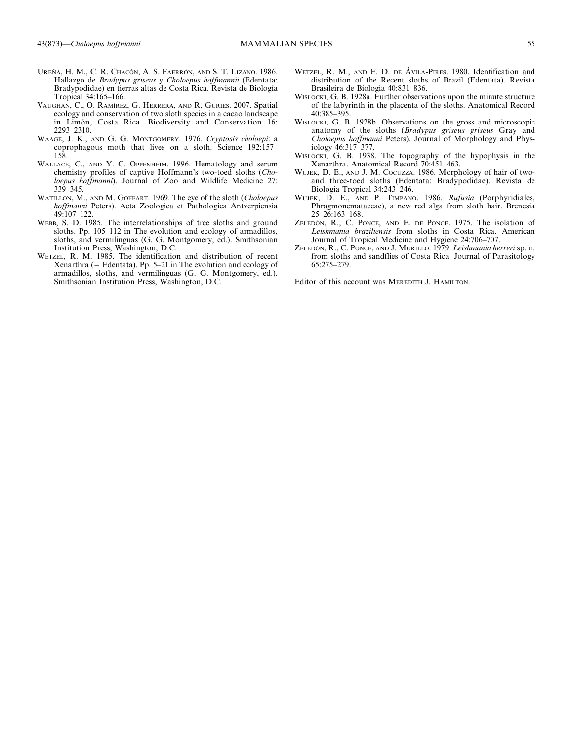Ureña, H. M., C. R. Chacón, A. S. Faerrón, and S. T. Lizano. 1986. Hallazgo de *Bradypus griseus* y *Choloepus hoffmannii* (Edentata: Bradypodidae) en tierras altas de Costa Rica. Revista de Biología Tropical 34:165–166.

Vaughan, C., O. Ramírez, G. Herrera, and R. Guries. 2007. Spatial ecology and conservation of two sloth species in a cacao landscape in Limón, Costa Rica. Biodiversity and Conservation 16: 2293–2310.

Waage, J. K., and G. G. Montgomery. 1976. *Cryptosis choloepi*: a coprophagous moth that lives on a sloth. Science 192:157–158.

Wallace, C., and Y. C. Oppenheim. 1996. Hematology and serum chemistry profiles of captive Hoffmann's two-toed sloths (*Choloepus hoffmanni*). Journal of Zoo and Wildlife Medicine 27: 339–345.

Watillon, M., and M. Goffart. 1969. The eye of the sloth (*Choloepus hoffmanni* Peters). Acta Zoologica et Pathologica Antverpiensia 49:107–122.

Webb, S. D. 1985. The interrelationships of tree sloths and ground sloths. Pp. 105–112 in The evolution and ecology of armadillos, sloths, and vermilinguas (G. G. Montgomery, ed.). Smithsonian Institution Press, Washington, D.C.

Wetzel, R. M. 1985. The identification and distribution of recent Xenarthra (= Edentata). Pp. 5–21 in The evolution and ecology of armadillos, sloths, and vermilinguas (G. G. Montgomery, ed.). Smithsonian Institution Press, Washington, D.C.

Wetzel, R. M., and F. D. de Ávila-Pires. 1980. Identification and distribution of the Recent sloths of Brazil (Edentata). Revista Brasileira de Biologia 40:831–836.

Wislocki, G. B. 1928a. Further observations upon the minute structure of the labyrinth in the placenta of the sloths. Anatomical Record 40:385–395.

Wislocki, G. B. 1928b. Observations on the gross and microscopic anatomy of the sloths (*Bradypus griseus griseus* Gray and *Choloepus hoffmanni* Peters). Journal of Morphology and Physiology 46:317–377.

Wislocki, G. B. 1938. The topography of the hypophysis in the Xenarthra. Anatomical Record 70:451–463.

Wujek, D. E., and J. M. Cocuzza. 1986. Morphology of hair of two- and three-toed sloths (Edentata: Bradypodidae). Revista de Biología Tropical 34:243–246.

Wujek, D. E., and P. Timpano. 1986. *Rufusia* (Porphyridiales, Phragmonemataceae), a new red alga from sloth hair. Brenesia 25–26:163–168.

Zeledón, R., C. Ponce, and E. de Ponce. 1975. The isolation of *Leishmania braziliensis* from sloths in Costa Rica. American Journal of Tropical Medicine and Hygiene 24:706–707.

Zeledón, R., C. Ponce, and J. Murillo. 1979. *Leishmania herreri* sp. n. from sloths and sandflies of Costa Rica. Journal of Parasitology 65:275–279.

Editor of this account was Meredith J. Hamilton.